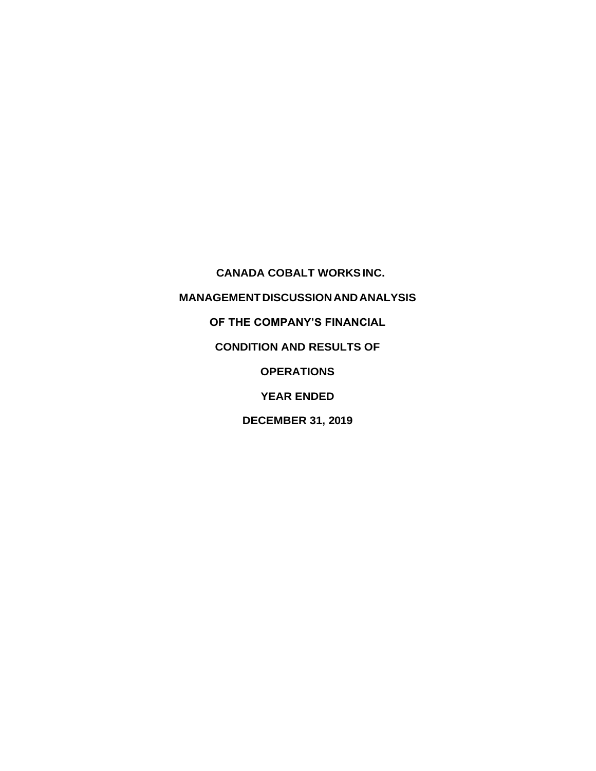**CANADA COBALT WORKS INC.**

**MANAGEMENT DISCUSSION AND ANALYSIS**

**OF THE COMPANY'S FINANCIAL**

**CONDITION AND RESULTS OF**

**OPERATIONS**

**YEAR ENDED**

**DECEMBER 31, 2019**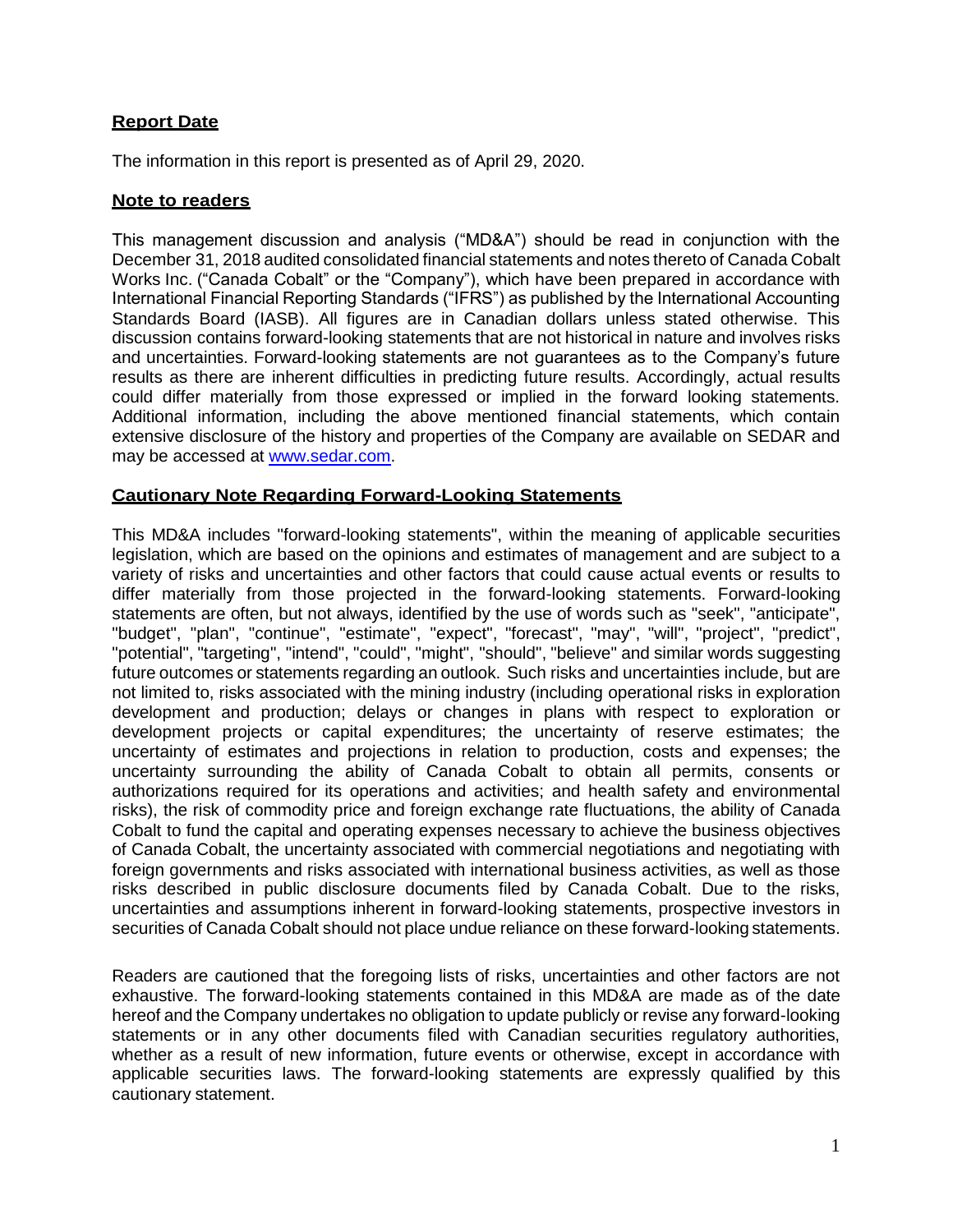## Report Date

The information in this report is presented as of April 29, 2020.

## Note to readers

This management discussion and analysis ("MD&A") should be read in conjunction with the December 31, 2018 audited consolidated financial statements and notes thereto of Canada Cobalt Works Inc. ("Canada Cobalt" or the "Company"), which have been prepared in accordance with International Financial Reporting Standards ("IFRS") as published by the International Accounting Standards Board (IASB). All figures are in Canadian dollars unless stated otherwise. This discussion contains forward-looking statements that are not historical in nature and involves risks and uncertainties. Forward-looking statements are not guarantees as to the Company's future results as there are inherent difficulties in predicting future results. Accordingly, actual results could differ materially from those expressed or implied in the forward looking statements. Additional information, including the above mentioned financial statements, which contain extensive disclosure of the history and properties of the Company are available on SEDAR and may be accessed at [www.sedar.com](http://www.sedar.com).

## Cautionary Note Regarding Forward-Looking Statements

This MD&A includes "forward-looking statements", within the meaning of applicable securities legislation, which are based on the opinions and estimates of management and are subject to a variety of risks and uncertainties and other factors that could cause actual events or results to differ materially from those projected in the forward-looking statements. Forward-looking statements are often, but not always, identified by the use of words such as "seek", "anticipate", "budget", "plan", "continue", "estimate", "expect", "forecast", "may", "will", "project", "predict", "potential", "targeting", "intend", "could", "might", "should", "believe" and similar words suggesting future outcomes or statements regarding an outlook. Such risks and uncertainties include, but are not limited to, risks associated with the mining industry (including operational risks in exploration development and production; delays or changes in plans with respect to exploration or development projects or capital expenditures; the uncertainty of reserve estimates; the uncertainty of estimates and projections in relation to production, costs and expenses; the uncertainty surrounding the ability of Canada Cobalt to obtain all permits, consents or authorizations required for its operations and activities; and health safety and environmental risks), the risk of commodity price and foreign exchange rate fluctuations, the ability of Canada Cobalt to fund the capital and operating expenses necessary to achieve the business objectives of Canada Cobalt, the uncertainty associated with commercial negotiations and negotiating with foreign governments and risks associated with international business activities, as well as those risks described in public disclosure documents filed by Canada Cobalt. Due to the risks, uncertainties and assumptions inherent in forward-looking statements, prospective investors in securities of Canada Cobalt should not place undue reliance on these forward-looking statements.

Readers are cautioned that the foregoing lists of risks, uncertainties and other factors are not exhaustive. The forward-looking statements contained in this MD&A are made as of the date hereof and the Company undertakes no obligation to update publicly or revise any forward-looking statements or in any other documents filed with Canadian securities regulatory authorities, whether as a result of new information, future events or otherwise, except in accordance with applicable securities laws. The forward-looking statements are expressly qualified by this cautionary statement.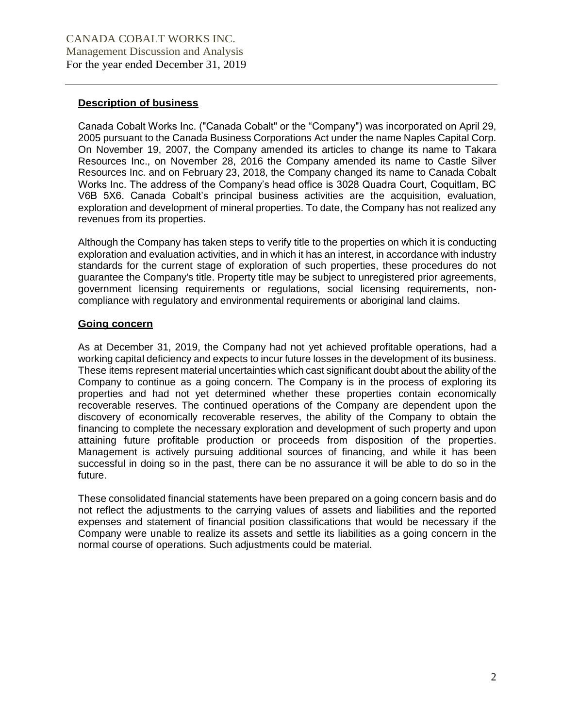## Description of business

Canada Cobalt Works Inc. ("Canada Cobalt" or the "Company") was incorporated on April 29, 2005 pursuant to the Canada Business Corporations Act under the name Naples Capital Corp. On November 19, 2007, the Company amended its articles to change its name to Takara Resources Inc., on November 28, 2016 the Company amended its name to Castle Silver Resources Inc. and on February 23, 2018, the Company changed its name to Canada Cobalt Works Inc. The address of the Company's head office is 3028 Quadra Court, Coquitlam, BC V6B 5X6. Canada Cobalt's principal business activities are the acquisition, evaluation, exploration and development of mineral properties. To date, the Company has not realized any revenues from its properties.

Although the Company has taken steps to verify title to the properties on which it is conducting exploration and evaluation activities, and in which it has an interest, in accordance with industry standards for the current stage of exploration of such properties, these procedures do not guarantee the Company's title. Property title may be subject to unregistered prior agreements, government licensing requirements or regulations, social licensing requirements, non-compliance with regulatory and environmental requirements or aboriginal land claims.

## Going concern

As at December 31, 2019, the Company had not yet achieved profitable operations, had a working capital deficiency and expects to incur future losses in the development of its business. These items represent material uncertainties which cast significant doubt about the ability of the Company to continue as a going concern. The Company is in the process of exploring its properties and had not yet determined whether these properties contain economically recoverable reserves. The continued operations of the Company are dependent upon the discovery of economically recoverable reserves, the ability of the Company to obtain the financing to complete the necessary exploration and development of such property and upon attaining future profitable production or proceeds from disposition of the properties. Management is actively pursuing additional sources of financing, and while it has been successful in doing so in the past, there can be no assurance it will be able to do so in the future.

These consolidated financial statements have been prepared on a going concern basis and do not reflect the adjustments to the carrying values of assets and liabilities and the reported expenses and statement of financial position classifications that would be necessary if the Company were unable to realize its assets and settle its liabilities as a going concern in the normal course of operations. Such adjustments could be material.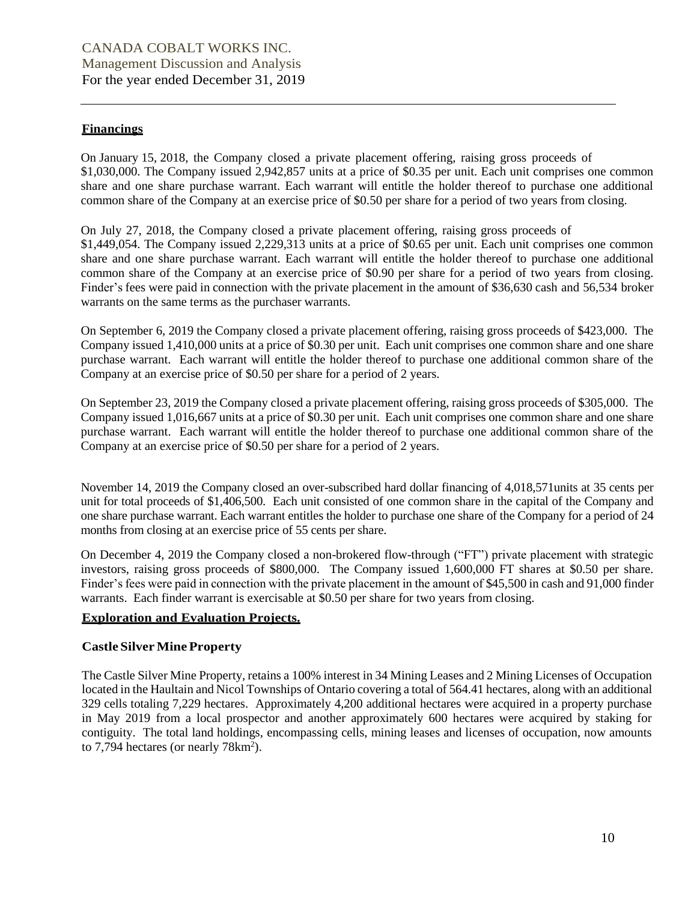## Financings

On January 15, 2018, the Company closed a private placement offering, raising gross proceeds of $1,030,000. The Company issued 2,942,857 units at a price of $0.35 per unit. Each unit comprises one common share and one share purchase warrant. Each warrant will entitle the holder thereof to purchase one additional common share of the Company at an exercise price of $0.50 per share for a period of two years from closing.

On July 27, 2018, the Company closed a private placement offering, raising gross proceeds of $1,449,054. The Company issued 2,229,313 units at a price of $0.65 per unit. Each unit comprises one common share and one share purchase warrant. Each warrant will entitle the holder thereof to purchase one additional common share of the Company at an exercise price of $0.90 per share for a period of two years from closing. Finder's fees were paid in connection with the private placement in the amount of $36,630 cash and 56,534 broker warrants on the same terms as the purchaser warrants.

On September 6, 2019 the Company closed a private placement offering, raising gross proceeds of $423,000. The Company issued 1,410,000 units at a price of $0.30 per unit. Each unit comprises one common share and one share purchase warrant. Each warrant will entitle the holder thereof to purchase one additional common share of the Company at an exercise price of $0.50 per share for a period of 2 years.

On September 23, 2019 the Company closed a private placement offering, raising gross proceeds of $305,000. The Company issued 1,016,667 units at a price of $0.30 per unit. Each unit comprises one common share and one share purchase warrant. Each warrant will entitle the holder thereof to purchase one additional common share of the Company at an exercise price of $0.50 per share for a period of 2 years.

November 14, 2019 the Company closed an over-subscribed hard dollar financing of 4,018,571units at 35 cents per unit for total proceeds of $1,406,500. Each unit consisted of one common share in the capital of the Company and one share purchase warrant. Each warrant entitles the holder to purchase one share of the Company for a period of 24 months from closing at an exercise price of 55 cents per share.

On December 4, 2019 the Company closed a non-brokered flow-through ("FT") private placement with strategic investors, raising gross proceeds of $800,000. The Company issued 1,600,000 FT shares at $0.50 per share. Finder's fees were paid in connection with the private placement in the amount of $45,500 in cash and 91,000 finder warrants. Each finder warrant is exercisable at $0.50 per share for two years from closing.

## Exploration and Evaluation Projects.

### Castle Silver Mine Property

The Castle Silver Mine Property, retains a 100% interest in 34 Mining Leases and 2 Mining Licenses of Occupation located in the Haultain and Nicol Townships of Ontario covering a total of 564.41 hectares, along with an additional 329 cells totaling 7,229 hectares. Approximately 4,200 additional hectares were acquired in a property purchase in May 2019 from a local prospector and another approximately 600 hectares were acquired by staking for contiguity. The total land holdings, encompassing cells, mining leases and licenses of occupation, now amounts to 7,794 hectares (or nearly 78km$^2$).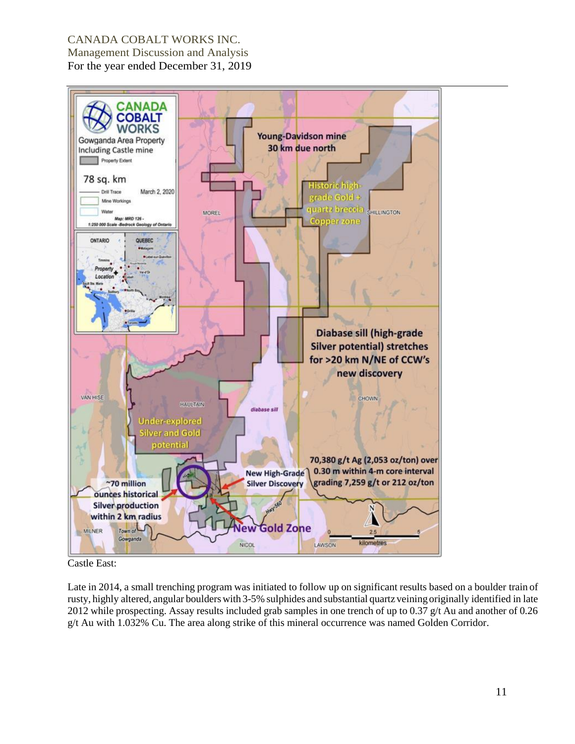Castle East:

Late in 2014, a small trenching program was initiated to follow up on significant results based on a boulder train of rusty, highly altered, angular boulders with 3-5% sulphides and substantial quartz veining originally identified in late 2012 while prospecting. Assay results included grab samples in one trench of up to 0.37 g/t Au and another of 0.26 g/t Au with 1.032% Cu. The area along strike of this mineral occurrence was named Golden Corridor.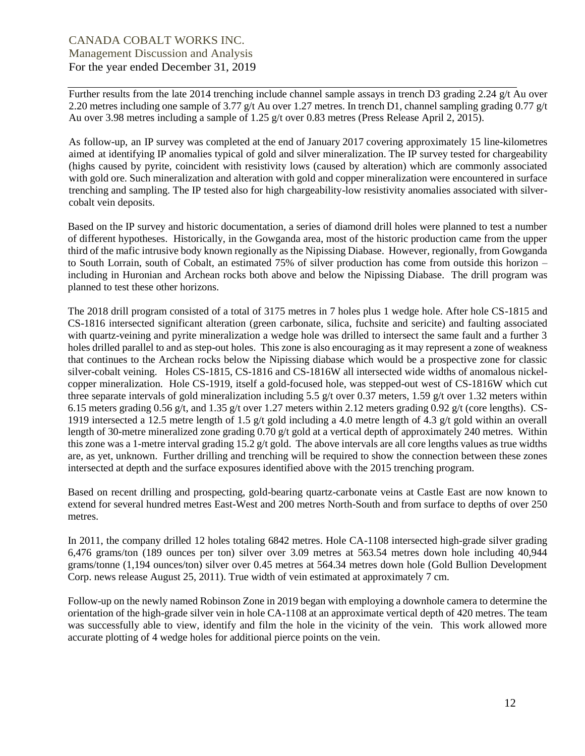Further results from the late 2014 trenching include channel sample assays in trench D3 grading 2.24 g/t Au over 2.20 metres including one sample of 3.77 g/t Au over 1.27 metres. In trench D1, channel sampling grading 0.77 g/t Au over 3.98 metres including a sample of 1.25 g/t over 0.83 metres (Press Release April 2, 2015).

As follow-up, an IP survey was completed at the end of January 2017 covering approximately 15 line-kilometres aimed at identifying IP anomalies typical of gold and silver mineralization. The IP survey tested for chargeability (highs caused by pyrite, coincident with resistivity lows (caused by alteration) which are commonly associated with gold ore. Such mineralization and alteration with gold and copper mineralization were encountered in surface trenching and sampling. The IP tested also for high chargeability-low resistivity anomalies associated with silver-cobalt vein deposits.

Based on the IP survey and historic documentation, a series of diamond drill holes were planned to test a number of different hypotheses. Historically, in the Gowganda area, most of the historic production came from the upper third of the mafic intrusive body known regionally as the Nipissing Diabase. However, regionally, from Gowganda to South Lorrain, south of Cobalt, an estimated 75% of silver production has come from outside this horizon – including in Huronian and Archean rocks both above and below the Nipissing Diabase. The drill program was planned to test these other horizons.

The 2018 drill program consisted of a total of 3175 metres in 7 holes plus 1 wedge hole. After hole CS-1815 and CS-1816 intersected significant alteration (green carbonate, silica, fuchsite and sericite) and faulting associated with quartz-veining and pyrite mineralization a wedge hole was drilled to intersect the same fault and a further 3 holes drilled parallel to and as step-out holes. This zone is also encouraging as it may represent a zone of weakness that continues to the Archean rocks below the Nipissing diabase which would be a prospective zone for classic silver-cobalt veining. Holes CS-1919, CS-1816 and CS-1816W all intersected wide widths of anomalous nickel-copper mineralization. Hole CS-1919, itself a gold-focused hole, was stepped-out west of CS-1816W which cut three separate intervals of gold mineralization including 5.5 g/t over 0.37 meters, 1.59 g/t over 1.32 meters within 6.15 meters grading 0.56 g/t, and 1.35 g/t over 1.27 meters within 2.12 meters grading 0.92 g/t (core lengths). CS-1919 intersected a 12.5 metre length of 1.5 g/t gold including a 4.0 metre length of 4.3 g/t gold within an overall length of 30-metre mineralized zone grading 0.70 g/t gold at a vertical depth of approximately 240 metres. Within this zone was a 1-metre interval grading 15.2 g/t gold. The above intervals are all core lengths values as true widths are, as yet, unknown. Further drilling and trenching will be required to show the connection between these zones intersected at depth and the surface exposures identified above with the 2015 trenching program.

Based on recent drilling and prospecting, gold-bearing quartz-carbonate veins at Castle East are now known to extend for several hundred metres East-West and 200 metres North-South and from surface to depths of over 250 metres.

In 2011, the company drilled 12 holes totaling 6842 metres. Hole CA-1108 intersected high-grade silver grading 6,476 grams/ton (189 ounces per ton) silver over 3.09 metres at 563.54 metres down hole including 40,944 grams/tonne (1,194 ounces/ton) silver over 0.45 metres at 564.34 metres down hole (Gold Bullion Development Corp. news release August 25, 2011). True width of vein estimated at approximately 7 cm.

Follow-up on the newly named Robinson Zone in 2019 began with employing a downhole camera to determine the orientation of the high-grade silver vein in hole CA-1108 at an approximate vertical depth of 420 metres. The team was successfully able to view, identify and film the hole in the vicinity of the vein. This work allowed more accurate plotting of 4 wedge holes for additional pierce points on the vein.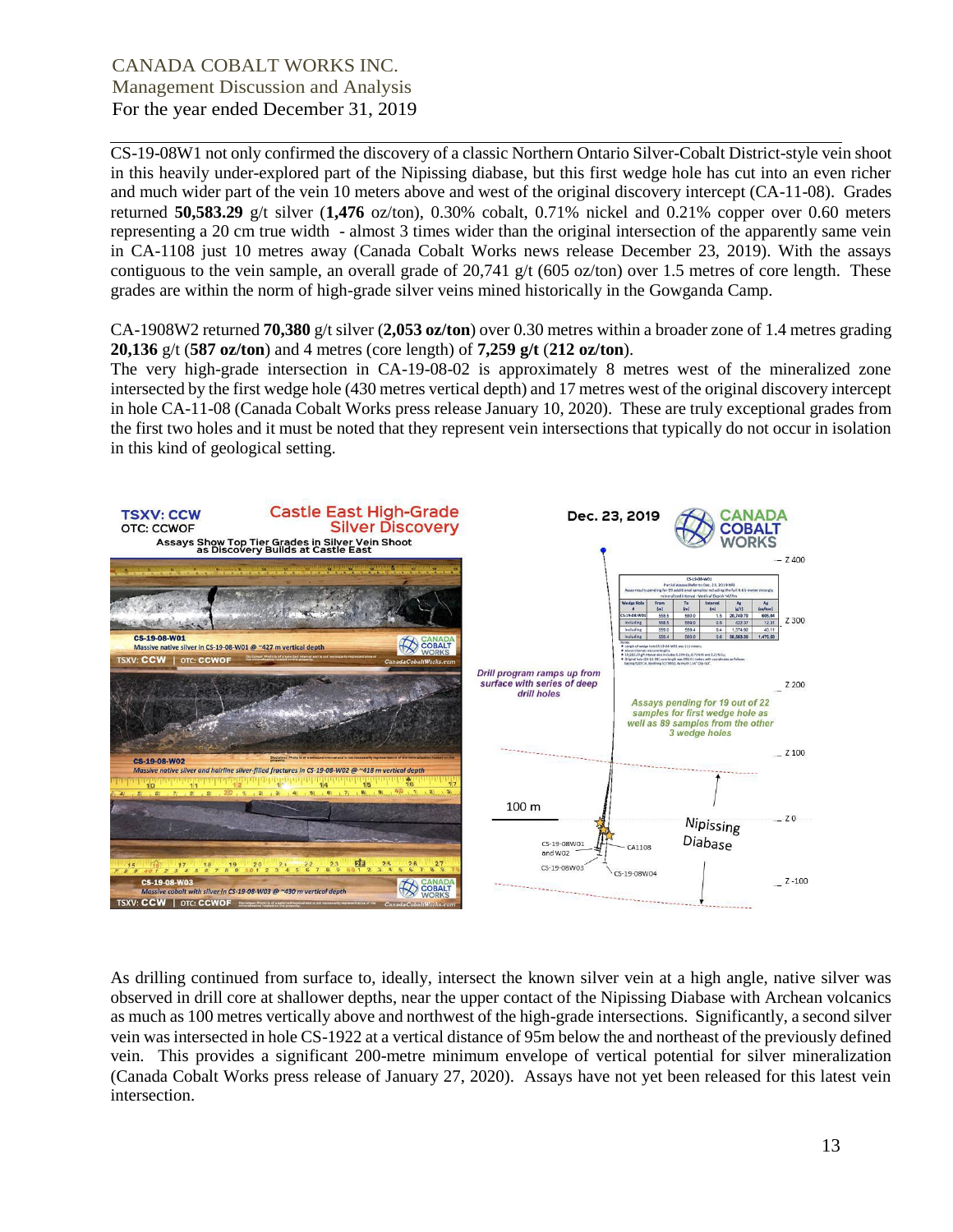CS-19-08W1 not only confirmed the discovery of a classic Northern Ontario Silver-Cobalt District-style vein shoot in this heavily under-explored part of the Nipissing diabase, but this first wedge hole has cut into an even richer and much wider part of the vein 10 meters above and west of the original discovery intercept (CA-11-08). Grades returned **50,583.29** g/t silver (**1,476** oz/ton), 0.30% cobalt, 0.71% nickel and 0.21% copper over 0.60 meters representing a 20 cm true width - almost 3 times wider than the original intersection of the apparently same vein in CA-1108 just 10 metres away (Canada Cobalt Works news release December 23, 2019). With the assays contiguous to the vein sample, an overall grade of 20,741 g/t (605 oz/ton) over 1.5 metres of core length. These grades are within the norm of high-grade silver veins mined historically in the Gowganda Camp.

CA-1908W2 returned **70,380** g/t silver (**2,053 oz/ton**) over 0.30 metres within a broader zone of 1.4 metres grading **20,136** g/t (**587 oz/ton**) and 4 metres (core length) of **7,259 g/t** (**212 oz/ton**).
The very high-grade intersection in CA-19-08-02 is approximately 8 metres west of the mineralized zone intersected by the first wedge hole (430 metres vertical depth) and 17 metres west of the original discovery intercept in hole CA-11-08 (Canada Cobalt Works press release January 10, 2020). These are truly exceptional grades from the first two holes and it must be noted that they represent vein intersections that typically do not occur in isolation in this kind of geological setting.

As drilling continued from surface to, ideally, intersect the known silver vein at a high angle, native silver was observed in drill core at shallower depths, near the upper contact of the Nipissing Diabase with Archean volcanics as much as 100 metres vertically above and northwest of the high-grade intersections. Significantly, a second silver vein was intersected in hole CS-1922 at a vertical distance of 95m below the and northeast of the previously defined vein. This provides a significant 200-metre minimum envelope of vertical potential for silver mineralization (Canada Cobalt Works press release of January 27, 2020). Assays have not yet been released for this latest vein intersection.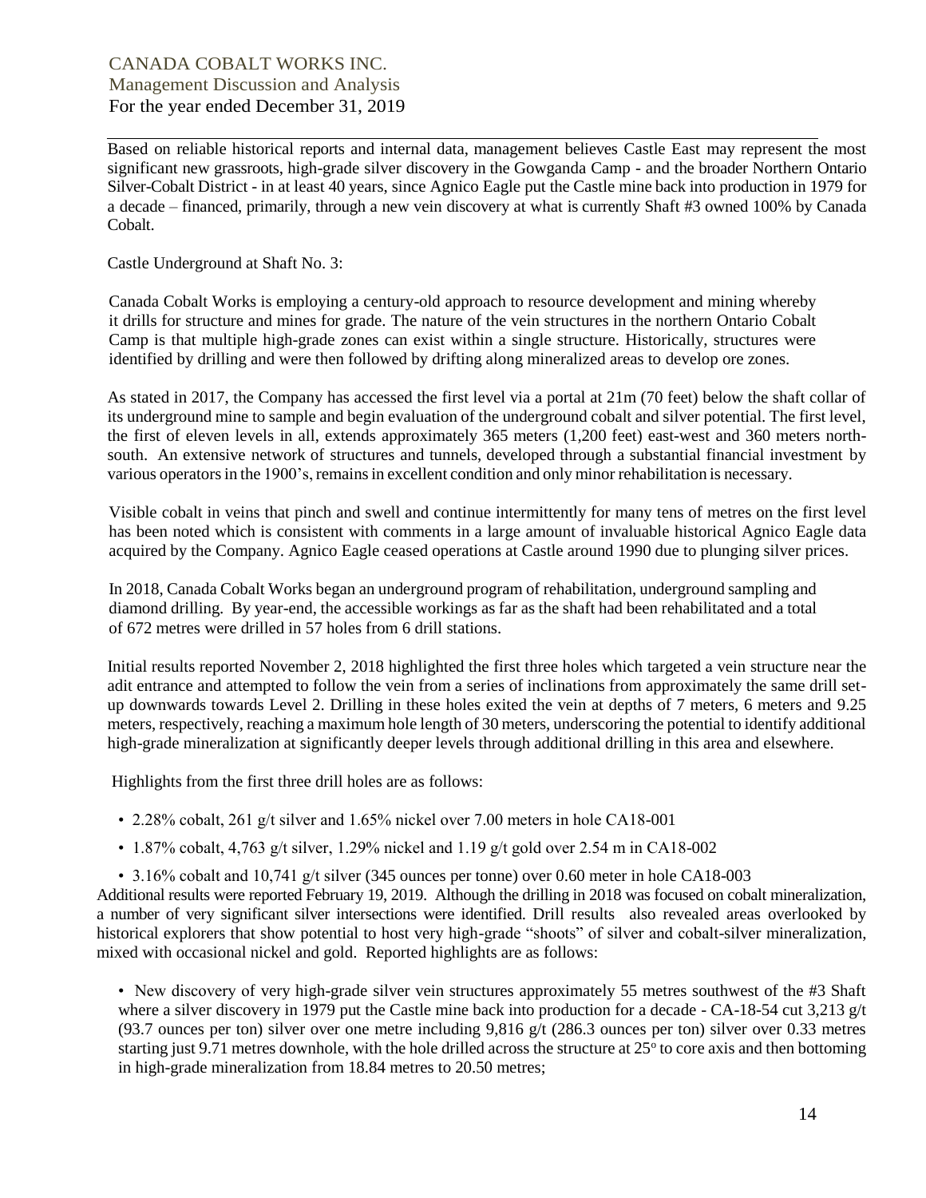Based on reliable historical reports and internal data, management believes Castle East may represent the most significant new grassroots, high-grade silver discovery in the Gowganda Camp - and the broader Northern Ontario Silver-Cobalt District - in at least 40 years, since Agnico Eagle put the Castle mine back into production in 1979 for a decade – financed, primarily, through a new vein discovery at what is currently Shaft #3 owned 100% by Canada Cobalt.

Castle Underground at Shaft No. 3:

Canada Cobalt Works is employing a century-old approach to resource development and mining whereby it drills for structure and mines for grade. The nature of the vein structures in the northern Ontario Cobalt Camp is that multiple high-grade zones can exist within a single structure. Historically, structures were identified by drilling and were then followed by drifting along mineralized areas to develop ore zones.

As stated in 2017, the Company has accessed the first level via a portal at 21m (70 feet) below the shaft collar of its underground mine to sample and begin evaluation of the underground cobalt and silver potential. The first level, the first of eleven levels in all, extends approximately 365 meters (1,200 feet) east-west and 360 meters north-south. An extensive network of structures and tunnels, developed through a substantial financial investment by various operators in the 1900's, remains in excellent condition and only minor rehabilitation is necessary.

Visible cobalt in veins that pinch and swell and continue intermittently for many tens of metres on the first level has been noted which is consistent with comments in a large amount of invaluable historical Agnico Eagle data acquired by the Company. Agnico Eagle ceased operations at Castle around 1990 due to plunging silver prices.

In 2018, Canada Cobalt Works began an underground program of rehabilitation, underground sampling and diamond drilling. By year-end, the accessible workings as far as the shaft had been rehabilitated and a total of 672 metres were drilled in 57 holes from 6 drill stations.

Initial results reported November 2, 2018 highlighted the first three holes which targeted a vein structure near the adit entrance and attempted to follow the vein from a series of inclinations from approximately the same drill set-up downwards towards Level 2. Drilling in these holes exited the vein at depths of 7 meters, 6 meters and 9.25 meters, respectively, reaching a maximum hole length of 30 meters, underscoring the potential to identify additional high-grade mineralization at significantly deeper levels through additional drilling in this area and elsewhere.

Highlights from the first three drill holes are as follows:

- 2.28% cobalt, 261 g/t silver and 1.65% nickel over 7.00 meters in hole CA18-001
- 1.87% cobalt, 4,763 g/t silver, 1.29% nickel and 1.19 g/t gold over 2.54 m in CA18-002
- 3.16% cobalt and 10,741 g/t silver (345 ounces per tonne) over 0.60 meter in hole CA18-003

Additional results were reported February 19, 2019. Although the drilling in 2018 was focused on cobalt mineralization, a number of very significant silver intersections were identified. Drill results also revealed areas overlooked by historical explorers that show potential to host very high-grade "shoots" of silver and cobalt-silver mineralization, mixed with occasional nickel and gold. Reported highlights are as follows:

- New discovery of very high-grade silver vein structures approximately 55 metres southwest of the #3 Shaft where a silver discovery in 1979 put the Castle mine back into production for a decade - CA-18-54 cut 3,213 g/t (93.7 ounces per ton) silver over one metre including 9,816 g/t (286.3 ounces per ton) silver over 0.33 metres starting just 9.71 metres downhole, with the hole drilled across the structure at 25° to core axis and then bottoming in high-grade mineralization from 18.84 metres to 20.50 metres;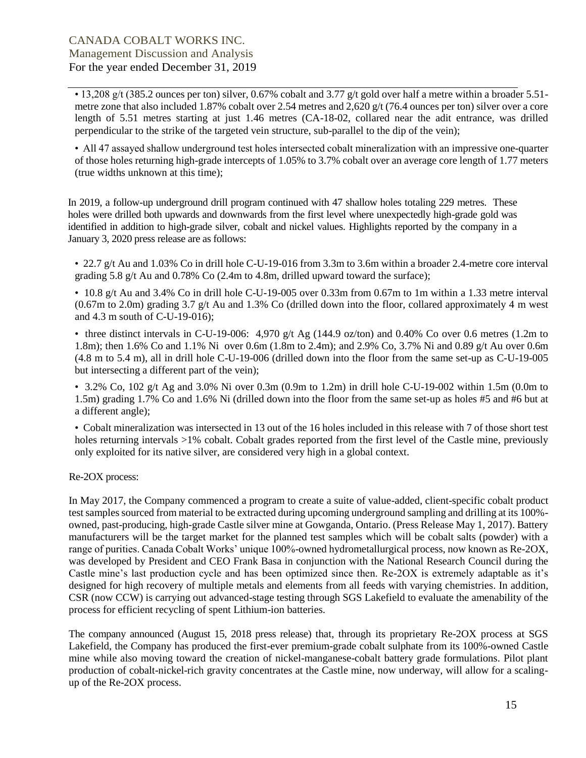- 13,208 g/t (385.2 ounces per ton) silver, 0.67% cobalt and 3.77 g/t gold over half a metre within a broader 5.51-metre zone that also included 1.87% cobalt over 2.54 metres and 2,620 g/t (76.4 ounces per ton) silver over a core length of 5.51 metres starting at just 1.46 metres (CA-18-02, collared near the adit entrance, was drilled perpendicular to the strike of the targeted vein structure, sub-parallel to the dip of the vein);
- All 47 assayed shallow underground test holes intersected cobalt mineralization with an impressive one-quarter of those holes returning high-grade intercepts of 1.05% to 3.7% cobalt over an average core length of 1.77 meters (true widths unknown at this time);

In 2019, a follow-up underground drill program continued with 47 shallow holes totaling 229 metres. These holes were drilled both upwards and downwards from the first level where unexpectedly high-grade gold was identified in addition to high-grade silver, cobalt and nickel values. Highlights reported by the company in a January 3, 2020 press release are as follows:

- 22.7 g/t Au and 1.03% Co in drill hole C-U-19-016 from 3.3m to 3.6m within a broader 2.4-metre core interval grading 5.8 g/t Au and 0.78% Co (2.4m to 4.8m, drilled upward toward the surface);
- 10.8 g/t Au and 3.4% Co in drill hole C-U-19-005 over 0.33m from 0.67m to 1m within a 1.33 metre interval (0.67m to 2.0m) grading 3.7 g/t Au and 1.3% Co (drilled down into the floor, collared approximately 4 m west and 4.3 m south of C-U-19-016);
- three distinct intervals in C-U-19-006: 4,970 g/t Ag (144.9 oz/ton) and 0.40% Co over 0.6 metres (1.2m to 1.8m); then 1.6% Co and 1.1% Ni over 0.6m (1.8m to 2.4m); and 2.9% Co, 3.7% Ni and 0.89 g/t Au over 0.6m (4.8 m to 5.4 m), all in drill hole C-U-19-006 (drilled down into the floor from the same set-up as C-U-19-005 but intersecting a different part of the vein);
- 3.2% Co, 102 g/t Ag and 3.0% Ni over 0.3m (0.9m to 1.2m) in drill hole C-U-19-002 within 1.5m (0.0m to 1.5m) grading 1.7% Co and 1.6% Ni (drilled down into the floor from the same set-up as holes #5 and #6 but at a different angle);
- Cobalt mineralization was intersected in 13 out of the 16 holes included in this release with 7 of those short test holes returning intervals >1% cobalt. Cobalt grades reported from the first level of the Castle mine, previously only exploited for its native silver, are considered very high in a global context.

Re-2OX process:

In May 2017, the Company commenced a program to create a suite of value-added, client-specific cobalt product test samples sourced from material to be extracted during upcoming underground sampling and drilling at its 100%-owned, past-producing, high-grade Castle silver mine at Gowganda, Ontario. (Press Release May 1, 2017). Battery manufacturers will be the target market for the planned test samples which will be cobalt salts (powder) with a range of purities. Canada Cobalt Works' unique 100%-owned hydrometallurgical process, now known as Re-2OX, was developed by President and CEO Frank Basa in conjunction with the National Research Council during the Castle mine's last production cycle and has been optimized since then. Re-2OX is extremely adaptable as it's designed for high recovery of multiple metals and elements from all feeds with varying chemistries. In addition, CSR (now CCW) is carrying out advanced-stage testing through SGS Lakefield to evaluate the amenability of the process for efficient recycling of spent Lithium-ion batteries.

The company announced (August 15, 2018 press release) that, through its proprietary Re-2OX process at SGS Lakefield, the Company has produced the first-ever premium-grade cobalt sulphate from its 100%-owned Castle mine while also moving toward the creation of nickel-manganese-cobalt battery grade formulations. Pilot plant production of cobalt-nickel-rich gravity concentrates at the Castle mine, now underway, will allow for a scaling-up of the Re-2OX process.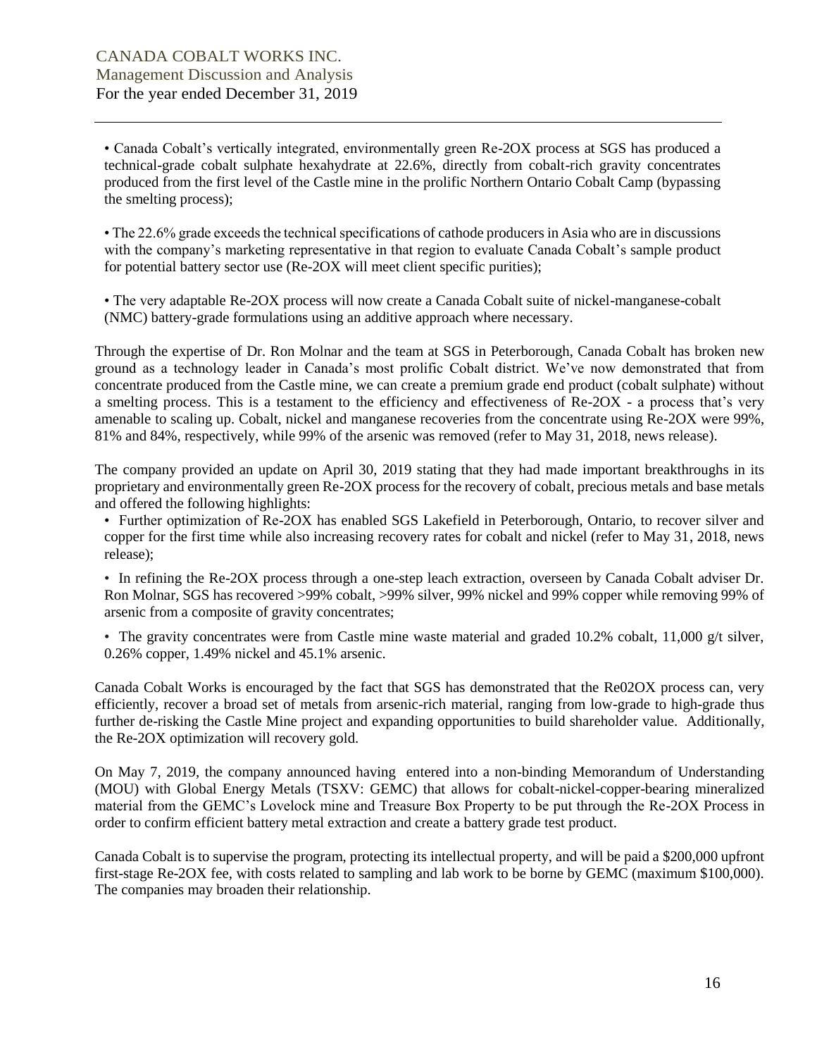- Canada Cobalt's vertically integrated, environmentally green Re-2OX process at SGS has produced a technical-grade cobalt sulphate hexahydrate at 22.6%, directly from cobalt-rich gravity concentrates produced from the first level of the Castle mine in the prolific Northern Ontario Cobalt Camp (bypassing the smelting process);

- The 22.6% grade exceeds the technical specifications of cathode producers in Asia who are in discussions with the company's marketing representative in that region to evaluate Canada Cobalt's sample product for potential battery sector use (Re-2OX will meet client specific purities);

- The very adaptable Re-2OX process will now create a Canada Cobalt suite of nickel-manganese-cobalt (NMC) battery-grade formulations using an additive approach where necessary.

Through the expertise of Dr. Ron Molnar and the team at SGS in Peterborough, Canada Cobalt has broken new ground as a technology leader in Canada's most prolific Cobalt district. We've now demonstrated that from concentrate produced from the Castle mine, we can create a premium grade end product (cobalt sulphate) without a smelting process. This is a testament to the efficiency and effectiveness of Re-2OX - a process that's very amenable to scaling up. Cobalt, nickel and manganese recoveries from the concentrate using Re-2OX were 99%, 81% and 84%, respectively, while 99% of the arsenic was removed (refer to May 31, 2018, news release).

The company provided an update on April 30, 2019 stating that they had made important breakthroughs in its proprietary and environmentally green Re-2OX process for the recovery of cobalt, precious metals and base metals and offered the following highlights:

- Further optimization of Re-2OX has enabled SGS Lakefield in Peterborough, Ontario, to recover silver and copper for the first time while also increasing recovery rates for cobalt and nickel (refer to May 31, 2018, news release);

- In refining the Re-2OX process through a one-step leach extraction, overseen by Canada Cobalt adviser Dr. Ron Molnar, SGS has recovered >99% cobalt, >99% silver, 99% nickel and 99% copper while removing 99% of arsenic from a composite of gravity concentrates;

- The gravity concentrates were from Castle mine waste material and graded 10.2% cobalt, 11,000 g/t silver, 0.26% copper, 1.49% nickel and 45.1% arsenic.

Canada Cobalt Works is encouraged by the fact that SGS has demonstrated that the Re02OX process can, very efficiently, recover a broad set of metals from arsenic-rich material, ranging from low-grade to high-grade thus further de-risking the Castle Mine project and expanding opportunities to build shareholder value. Additionally, the Re-2OX optimization will recovery gold.

On May 7, 2019, the company announced having entered into a non-binding Memorandum of Understanding (MOU) with Global Energy Metals (TSXV: GEMC) that allows for cobalt-nickel-copper-bearing mineralized material from the GEMC's Lovelock mine and Treasure Box Property to be put through the Re-2OX Process in order to confirm efficient battery metal extraction and create a battery grade test product.

Canada Cobalt is to supervise the program, protecting its intellectual property, and will be paid a $200,000 upfront first-stage Re-2OX fee, with costs related to sampling and lab work to be borne by GEMC (maximum $100,000). The companies may broaden their relationship.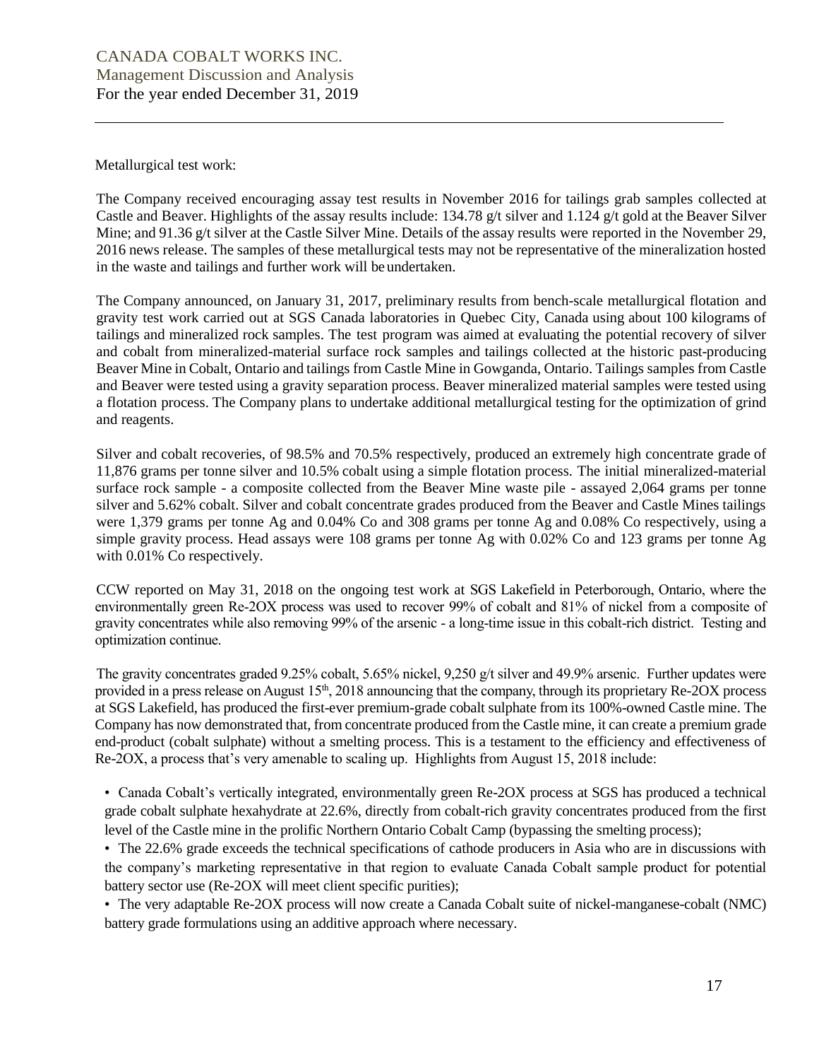Metallurgical test work:

The Company received encouraging assay test results in November 2016 for tailings grab samples collected at Castle and Beaver. Highlights of the assay results include: 134.78 g/t silver and 1.124 g/t gold at the Beaver Silver Mine; and 91.36 g/t silver at the Castle Silver Mine. Details of the assay results were reported in the November 29, 2016 news release. The samples of these metallurgical tests may not be representative of the mineralization hosted in the waste and tailings and further work will be undertaken.

The Company announced, on January 31, 2017, preliminary results from bench-scale metallurgical flotation and gravity test work carried out at SGS Canada laboratories in Quebec City, Canada using about 100 kilograms of tailings and mineralized rock samples. The test program was aimed at evaluating the potential recovery of silver and cobalt from mineralized-material surface rock samples and tailings collected at the historic past-producing Beaver Mine in Cobalt, Ontario and tailings from Castle Mine in Gowganda, Ontario. Tailings samples from Castle and Beaver were tested using a gravity separation process. Beaver mineralized material samples were tested using a flotation process. The Company plans to undertake additional metallurgical testing for the optimization of grind and reagents.

Silver and cobalt recoveries, of 98.5% and 70.5% respectively, produced an extremely high concentrate grade of 11,876 grams per tonne silver and 10.5% cobalt using a simple flotation process. The initial mineralized-material surface rock sample - a composite collected from the Beaver Mine waste pile - assayed 2,064 grams per tonne silver and 5.62% cobalt. Silver and cobalt concentrate grades produced from the Beaver and Castle Mines tailings were 1,379 grams per tonne Ag and 0.04% Co and 308 grams per tonne Ag and 0.08% Co respectively, using a simple gravity process. Head assays were 108 grams per tonne Ag with 0.02% Co and 123 grams per tonne Ag with 0.01% Co respectively.

CCW reported on May 31, 2018 on the ongoing test work at SGS Lakefield in Peterborough, Ontario, where the environmentally green Re-2OX process was used to recover 99% of cobalt and 81% of nickel from a composite of gravity concentrates while also removing 99% of the arsenic - a long-time issue in this cobalt-rich district. Testing and optimization continue.

The gravity concentrates graded 9.25% cobalt, 5.65% nickel, 9,250 g/t silver and 49.9% arsenic. Further updates were provided in a press release on August 15th, 2018 announcing that the company, through its proprietary Re-2OX process at SGS Lakefield, has produced the first-ever premium-grade cobalt sulphate from its 100%-owned Castle mine. The Company has now demonstrated that, from concentrate produced from the Castle mine, it can create a premium grade end-product (cobalt sulphate) without a smelting process. This is a testament to the efficiency and effectiveness of Re-2OX, a process that's very amenable to scaling up. Highlights from August 15, 2018 include:

- Canada Cobalt's vertically integrated, environmentally green Re-2OX process at SGS has produced a technical grade cobalt sulphate hexahydrate at 22.6%, directly from cobalt-rich gravity concentrates produced from the first level of the Castle mine in the prolific Northern Ontario Cobalt Camp (bypassing the smelting process);
- The 22.6% grade exceeds the technical specifications of cathode producers in Asia who are in discussions with the company's marketing representative in that region to evaluate Canada Cobalt sample product for potential battery sector use (Re-2OX will meet client specific purities);
- The very adaptable Re-2OX process will now create a Canada Cobalt suite of nickel-manganese-cobalt (NMC) battery grade formulations using an additive approach where necessary.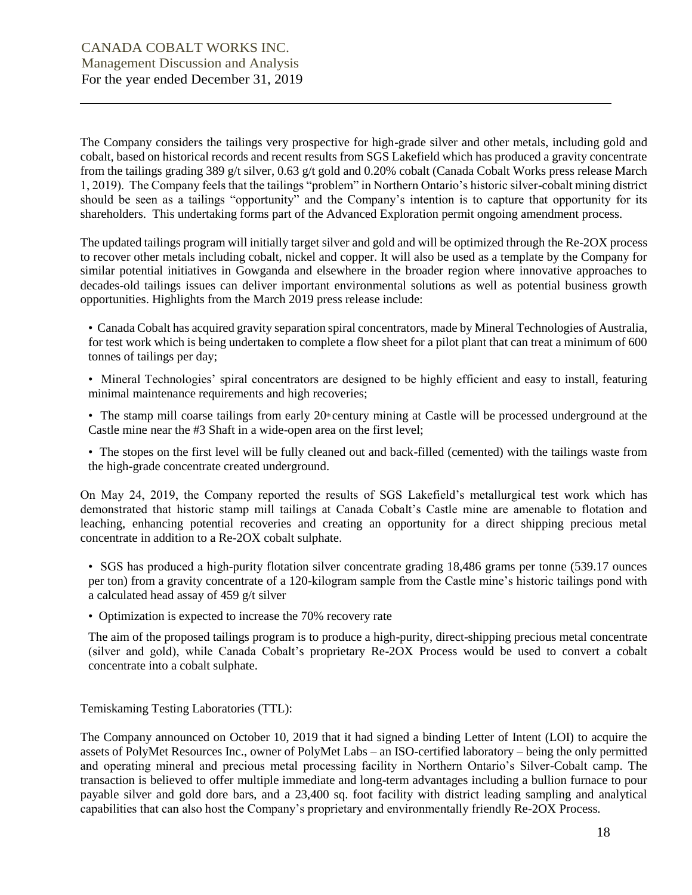The Company considers the tailings very prospective for high-grade silver and other metals, including gold and cobalt, based on historical records and recent results from SGS Lakefield which has produced a gravity concentrate from the tailings grading 389 g/t silver, 0.63 g/t gold and 0.20% cobalt (Canada Cobalt Works press release March 1, 2019). The Company feels that the tailings "problem" in Northern Ontario's historic silver-cobalt mining district should be seen as a tailings "opportunity" and the Company's intention is to capture that opportunity for its shareholders. This undertaking forms part of the Advanced Exploration permit ongoing amendment process.

The updated tailings program will initially target silver and gold and will be optimized through the Re-2OX process to recover other metals including cobalt, nickel and copper. It will also be used as a template by the Company for similar potential initiatives in Gowganda and elsewhere in the broader region where innovative approaches to decades-old tailings issues can deliver important environmental solutions as well as potential business growth opportunities. Highlights from the March 2019 press release include:

- Canada Cobalt has acquired gravity separation spiral concentrators, made by Mineral Technologies of Australia, for test work which is being undertaken to complete a flow sheet for a pilot plant that can treat a minimum of 600 tonnes of tailings per day;
- Mineral Technologies' spiral concentrators are designed to be highly efficient and easy to install, featuring minimal maintenance requirements and high recoveries;
- The stamp mill coarse tailings from early 20th century mining at Castle will be processed underground at the Castle mine near the #3 Shaft in a wide-open area on the first level;
- The stopes on the first level will be fully cleaned out and back-filled (cemented) with the tailings waste from the high-grade concentrate created underground.

On May 24, 2019, the Company reported the results of SGS Lakefield's metallurgical test work which has demonstrated that historic stamp mill tailings at Canada Cobalt's Castle mine are amenable to flotation and leaching, enhancing potential recoveries and creating an opportunity for a direct shipping precious metal concentrate in addition to a Re-2OX cobalt sulphate.

- SGS has produced a high-purity flotation silver concentrate grading 18,486 grams per tonne (539.17 ounces per ton) from a gravity concentrate of a 120-kilogram sample from the Castle mine's historic tailings pond with a calculated head assay of 459 g/t silver
- Optimization is expected to increase the 70% recovery rate

The aim of the proposed tailings program is to produce a high-purity, direct-shipping precious metal concentrate (silver and gold), while Canada Cobalt's proprietary Re-2OX Process would be used to convert a cobalt concentrate into a cobalt sulphate.

Temiskaming Testing Laboratories (TTL):

The Company announced on October 10, 2019 that it had signed a binding Letter of Intent (LOI) to acquire the assets of PolyMet Resources Inc., owner of PolyMet Labs – an ISO-certified laboratory – being the only permitted and operating mineral and precious metal processing facility in Northern Ontario's Silver-Cobalt camp. The transaction is believed to offer multiple immediate and long-term advantages including a bullion furnace to pour payable silver and gold dore bars, and a 23,400 sq. foot facility with district leading sampling and analytical capabilities that can also host the Company's proprietary and environmentally friendly Re-2OX Process.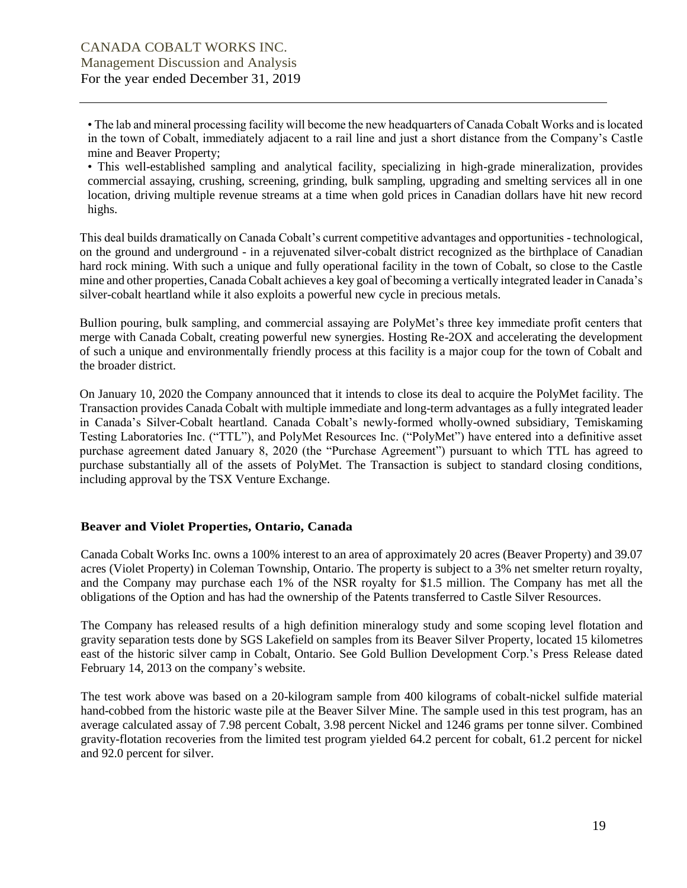- The lab and mineral processing facility will become the new headquarters of Canada Cobalt Works and is located in the town of Cobalt, immediately adjacent to a rail line and just a short distance from the Company's Castle mine and Beaver Property;
- This well-established sampling and analytical facility, specializing in high-grade mineralization, provides commercial assaying, crushing, screening, grinding, bulk sampling, upgrading and smelting services all in one location, driving multiple revenue streams at a time when gold prices in Canadian dollars have hit new record highs.

This deal builds dramatically on Canada Cobalt's current competitive advantages and opportunities - technological, on the ground and underground - in a rejuvenated silver-cobalt district recognized as the birthplace of Canadian hard rock mining. With such a unique and fully operational facility in the town of Cobalt, so close to the Castle mine and other properties, Canada Cobalt achieves a key goal of becoming a vertically integrated leader in Canada's silver-cobalt heartland while it also exploits a powerful new cycle in precious metals.

Bullion pouring, bulk sampling, and commercial assaying are PolyMet's three key immediate profit centers that merge with Canada Cobalt, creating powerful new synergies. Hosting Re-2OX and accelerating the development of such a unique and environmentally friendly process at this facility is a major coup for the town of Cobalt and the broader district.

On January 10, 2020 the Company announced that it intends to close its deal to acquire the PolyMet facility. The Transaction provides Canada Cobalt with multiple immediate and long-term advantages as a fully integrated leader in Canada's Silver-Cobalt heartland. Canada Cobalt's newly-formed wholly-owned subsidiary, Temiskaming Testing Laboratories Inc. ("TTL"), and PolyMet Resources Inc. ("PolyMet") have entered into a definitive asset purchase agreement dated January 8, 2020 (the "Purchase Agreement") pursuant to which TTL has agreed to purchase substantially all of the assets of PolyMet. The Transaction is subject to standard closing conditions, including approval by the TSX Venture Exchange.

### Beaver and Violet Properties, Ontario, Canada

Canada Cobalt Works Inc. owns a 100% interest to an area of approximately 20 acres (Beaver Property) and 39.07 acres (Violet Property) in Coleman Township, Ontario. The property is subject to a 3% net smelter return royalty, and the Company may purchase each 1% of the NSR royalty for $1.5 million. The Company has met all the obligations of the Option and has had the ownership of the Patents transferred to Castle Silver Resources.

The Company has released results of a high definition mineralogy study and some scoping level flotation and gravity separation tests done by SGS Lakefield on samples from its Beaver Silver Property, located 15 kilometres east of the historic silver camp in Cobalt, Ontario. See Gold Bullion Development Corp.'s Press Release dated February 14, 2013 on the company's website.

The test work above was based on a 20-kilogram sample from 400 kilograms of cobalt-nickel sulfide material hand-cobbed from the historic waste pile at the Beaver Silver Mine. The sample used in this test program, has an average calculated assay of 7.98 percent Cobalt, 3.98 percent Nickel and 1246 grams per tonne silver. Combined gravity-flotation recoveries from the limited test program yielded 64.2 percent for cobalt, 61.2 percent for nickel and 92.0 percent for silver.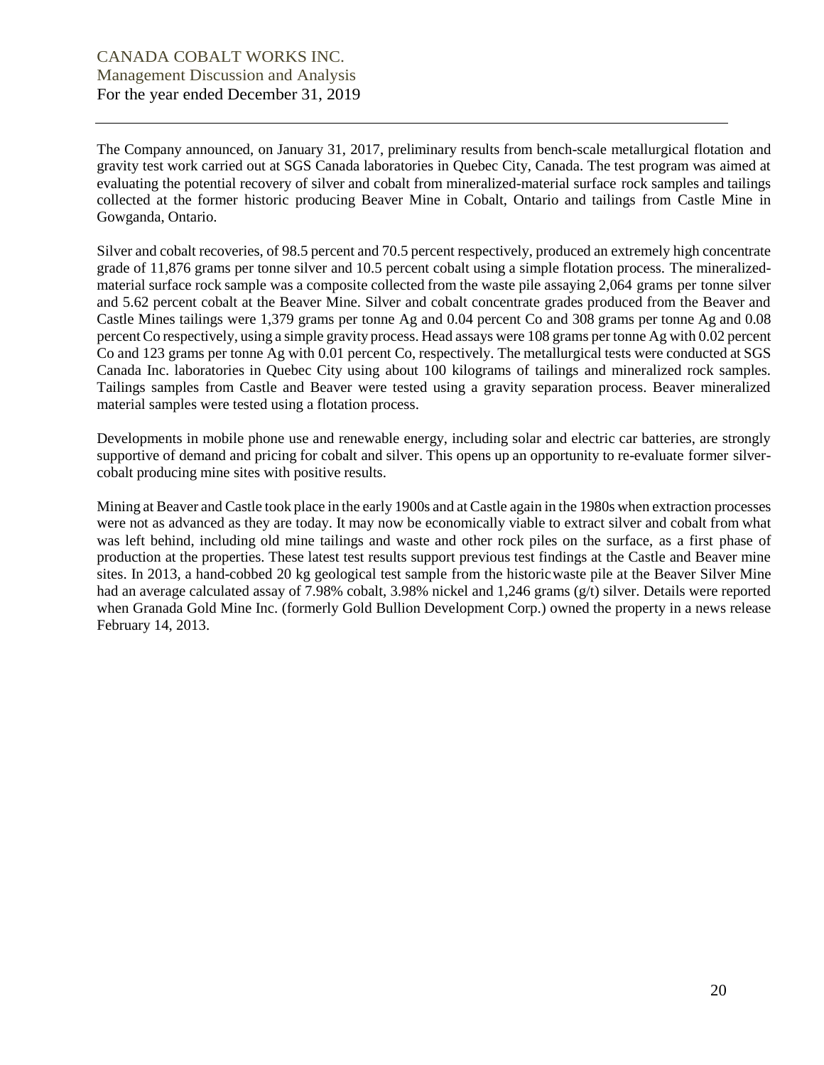The Company announced, on January 31, 2017, preliminary results from bench-scale metallurgical flotation and gravity test work carried out at SGS Canada laboratories in Quebec City, Canada. The test program was aimed at evaluating the potential recovery of silver and cobalt from mineralized-material surface rock samples and tailings collected at the former historic producing Beaver Mine in Cobalt, Ontario and tailings from Castle Mine in Gowganda, Ontario.

Silver and cobalt recoveries, of 98.5 percent and 70.5 percent respectively, produced an extremely high concentrate grade of 11,876 grams per tonne silver and 10.5 percent cobalt using a simple flotation process. The mineralized-material surface rock sample was a composite collected from the waste pile assaying 2,064 grams per tonne silver and 5.62 percent cobalt at the Beaver Mine. Silver and cobalt concentrate grades produced from the Beaver and Castle Mines tailings were 1,379 grams per tonne Ag and 0.04 percent Co and 308 grams per tonne Ag and 0.08 percent Co respectively, using a simple gravity process. Head assays were 108 grams per tonne Ag with 0.02 percent Co and 123 grams per tonne Ag with 0.01 percent Co, respectively. The metallurgical tests were conducted at SGS Canada Inc. laboratories in Quebec City using about 100 kilograms of tailings and mineralized rock samples. Tailings samples from Castle and Beaver were tested using a gravity separation process. Beaver mineralized material samples were tested using a flotation process.

Developments in mobile phone use and renewable energy, including solar and electric car batteries, are strongly supportive of demand and pricing for cobalt and silver. This opens up an opportunity to re-evaluate former silver-cobalt producing mine sites with positive results.

Mining at Beaver and Castle took place in the early 1900s and at Castle again in the 1980s when extraction processes were not as advanced as they are today. It may now be economically viable to extract silver and cobalt from what was left behind, including old mine tailings and waste and other rock piles on the surface, as a first phase of production at the properties. These latest test results support previous test findings at the Castle and Beaver mine sites. In 2013, a hand-cobbed 20 kg geological test sample from the historic waste pile at the Beaver Silver Mine had an average calculated assay of 7.98% cobalt, 3.98% nickel and 1,246 grams (g/t) silver. Details were reported when Granada Gold Mine Inc. (formerly Gold Bullion Development Corp.) owned the property in a news release February 14, 2013.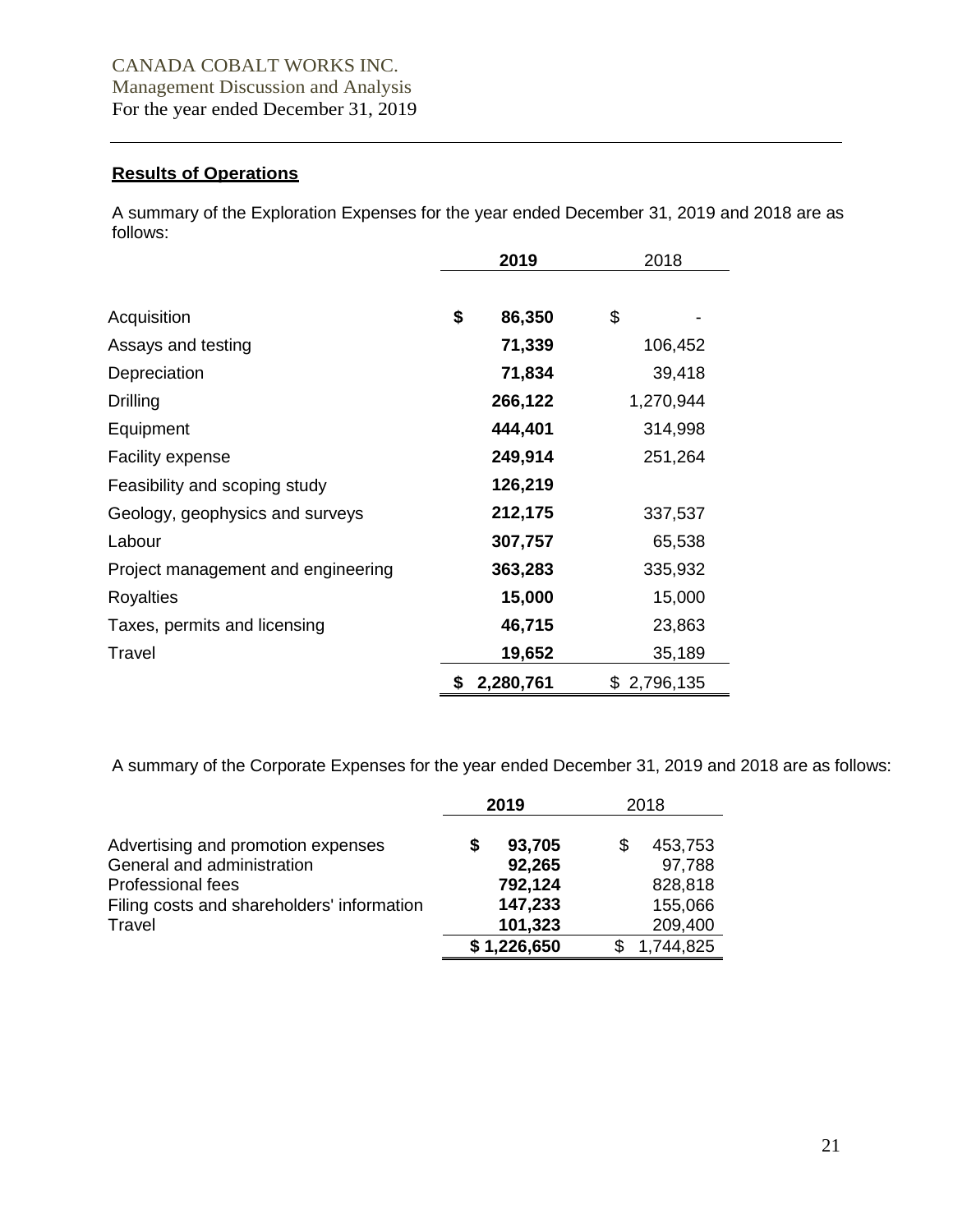CANADA COBALT WORKS INC.
Management Discussion and Analysis
For the year ended December 31, 2019

## Results of Operations

A summary of the Exploration Expenses for the year ended December 31, 2019 and 2018 are as follows:

| | **2019** | 2018 |
|---|---|---|
| Acquisition | **$ 86,350** | $ - |
| Assays and testing | **71,339** | 106,452 |
| Depreciation | **71,834** | 39,418 |
| Drilling | **266,122** | 1,270,944 |
| Equipment | **444,401** | 314,998 |
| Facility expense | **249,914** | 251,264 |
| Feasibility and scoping study | **126,219** | |
| Geology, geophysics and surveys | **212,175** | 337,537 |
| Labour | **307,757** | 65,538 |
| Project management and engineering | **363,283** | 335,932 |
| Royalties | **15,000** | 15,000 |
| Taxes, permits and licensing | **46,715** | 23,863 |
| Travel | **19,652** | 35,189 |
| | **$ 2,280,761** | $ 2,796,135 |

A summary of the Corporate Expenses for the year ended December 31, 2019 and 2018 are as follows:

| | **2019** | 2018 |
|---|---|---|
| Advertising and promotion expenses | **$ 93,705** | $ 453,753 |
| General and administration | **92,265** | 97,788 |
| Professional fees | **792,124** | 828,818 |
| Filing costs and shareholders' information | **147,233** | 155,066 |
| Travel | **101,323** | 209,400 |
| | **$ 1,226,650** | $ 1,744,825 |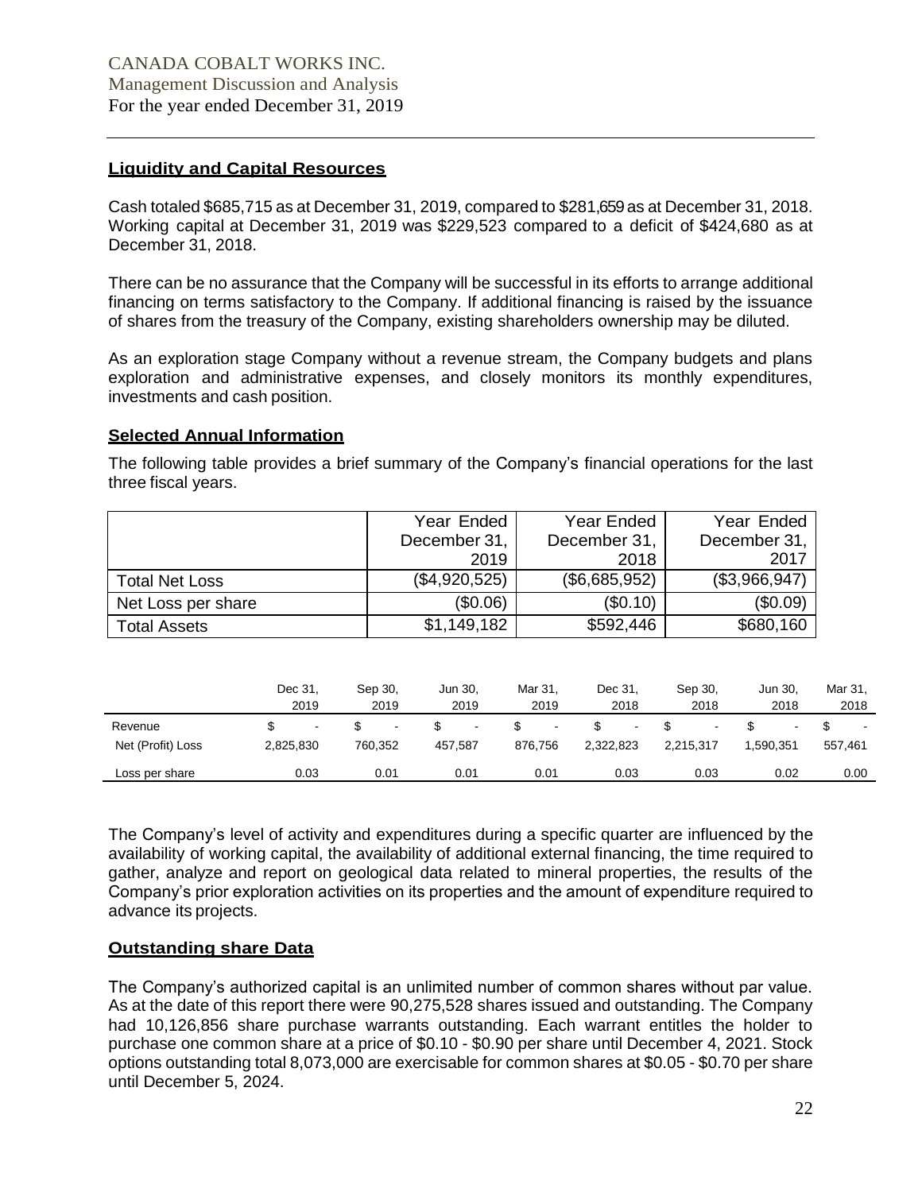## Liquidity and Capital Resources

Cash totaled $685,715 as at December 31, 2019, compared to $281,659 as at December 31, 2018. Working capital at December 31, 2019 was $229,523 compared to a deficit of $424,680 as at December 31, 2018.

There can be no assurance that the Company will be successful in its efforts to arrange additional financing on terms satisfactory to the Company. If additional financing is raised by the issuance of shares from the treasury of the Company, existing shareholders ownership may be diluted.

As an exploration stage Company without a revenue stream, the Company budgets and plans exploration and administrative expenses, and closely monitors its monthly expenditures, investments and cash position.

## Selected Annual Information

The following table provides a brief summary of the Company's financial operations for the last three fiscal years.

| | Year Ended December 31, 2019 | Year Ended December 31, 2018 | Year Ended December 31, 2017 |
|---|---|---|---|
| Total Net Loss | ($4,920,525) | ($6,685,952) | ($3,966,947) |
| Net Loss per share | ($0.06) | ($0.10) | ($0.09) |
| Total Assets | $1,149,182 | $592,446 | $680,160 |

| | Dec 31, 2019 | Sep 30, 2019 | Jun 30, 2019 | Mar 31, 2019 | Dec 31, 2018 | Sep 30, 2018 | Jun 30, 2018 | Mar 31, 2018 |
|---|---|---|---|---|---|---|---|---|
| Revenue | $ - | $ - | $ - | $ - | $ - | $ - | $ - | $ - |
| Net (Profit) Loss | 2,825,830 | 760,352 | 457,587 | 876,756 | 2,322,823 | 2,215,317 | 1,590,351 | 557,461 |
| Loss per share | 0.03 | 0.01 | 0.01 | 0.01 | 0.03 | 0.03 | 0.02 | 0.00 |

The Company's level of activity and expenditures during a specific quarter are influenced by the availability of working capital, the availability of additional external financing, the time required to gather, analyze and report on geological data related to mineral properties, the results of the Company's prior exploration activities on its properties and the amount of expenditure required to advance its projects.

## Outstanding share Data

The Company's authorized capital is an unlimited number of common shares without par value. As at the date of this report there were 90,275,528 shares issued and outstanding. The Company had 10,126,856 share purchase warrants outstanding. Each warrant entitles the holder to purchase one common share at a price of $0.10 - $0.90 per share until December 4, 2021. Stock options outstanding total 8,073,000 are exercisable for common shares at $0.05 - $0.70 per share until December 5, 2024.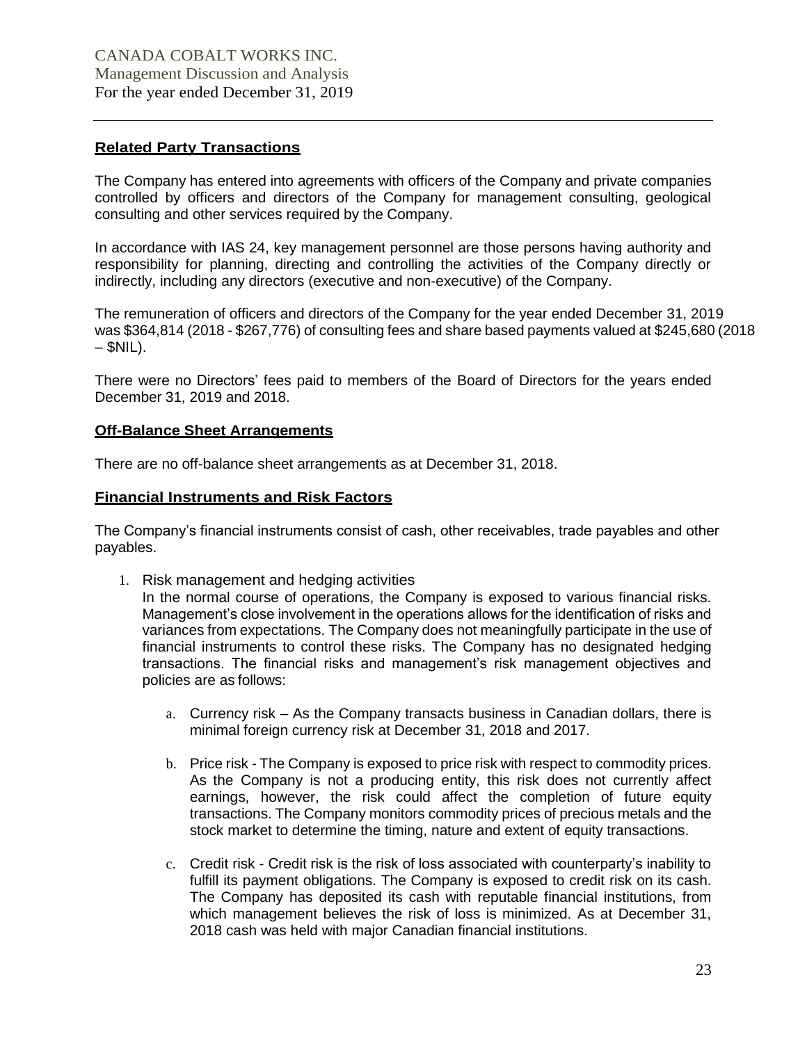## Related Party Transactions

The Company has entered into agreements with officers of the Company and private companies controlled by officers and directors of the Company for management consulting, geological consulting and other services required by the Company.

In accordance with IAS 24, key management personnel are those persons having authority and responsibility for planning, directing and controlling the activities of the Company directly or indirectly, including any directors (executive and non-executive) of the Company.

The remuneration of officers and directors of the Company for the year ended December 31, 2019 was $364,814 (2018 - $267,776) of consulting fees and share based payments valued at $245,680 (2018 – $NIL).

There were no Directors' fees paid to members of the Board of Directors for the years ended December 31, 2019 and 2018.

## Off-Balance Sheet Arrangements

There are no off-balance sheet arrangements as at December 31, 2018.

## Financial Instruments and Risk Factors

The Company's financial instruments consist of cash, other receivables, trade payables and other payables.

1. Risk management and hedging activities
   In the normal course of operations, the Company is exposed to various financial risks. Management's close involvement in the operations allows for the identification of risks and variances from expectations. The Company does not meaningfully participate in the use of financial instruments to control these risks. The Company has no designated hedging transactions. The financial risks and management's risk management objectives and policies are as follows:

   a. Currency risk – As the Company transacts business in Canadian dollars, there is minimal foreign currency risk at December 31, 2018 and 2017.

   b. Price risk - The Company is exposed to price risk with respect to commodity prices. As the Company is not a producing entity, this risk does not currently affect earnings, however, the risk could affect the completion of future equity transactions. The Company monitors commodity prices of precious metals and the stock market to determine the timing, nature and extent of equity transactions.

   c. Credit risk - Credit risk is the risk of loss associated with counterparty's inability to fulfill its payment obligations. The Company is exposed to credit risk on its cash. The Company has deposited its cash with reputable financial institutions, from which management believes the risk of loss is minimized. As at December 31, 2018 cash was held with major Canadian financial institutions.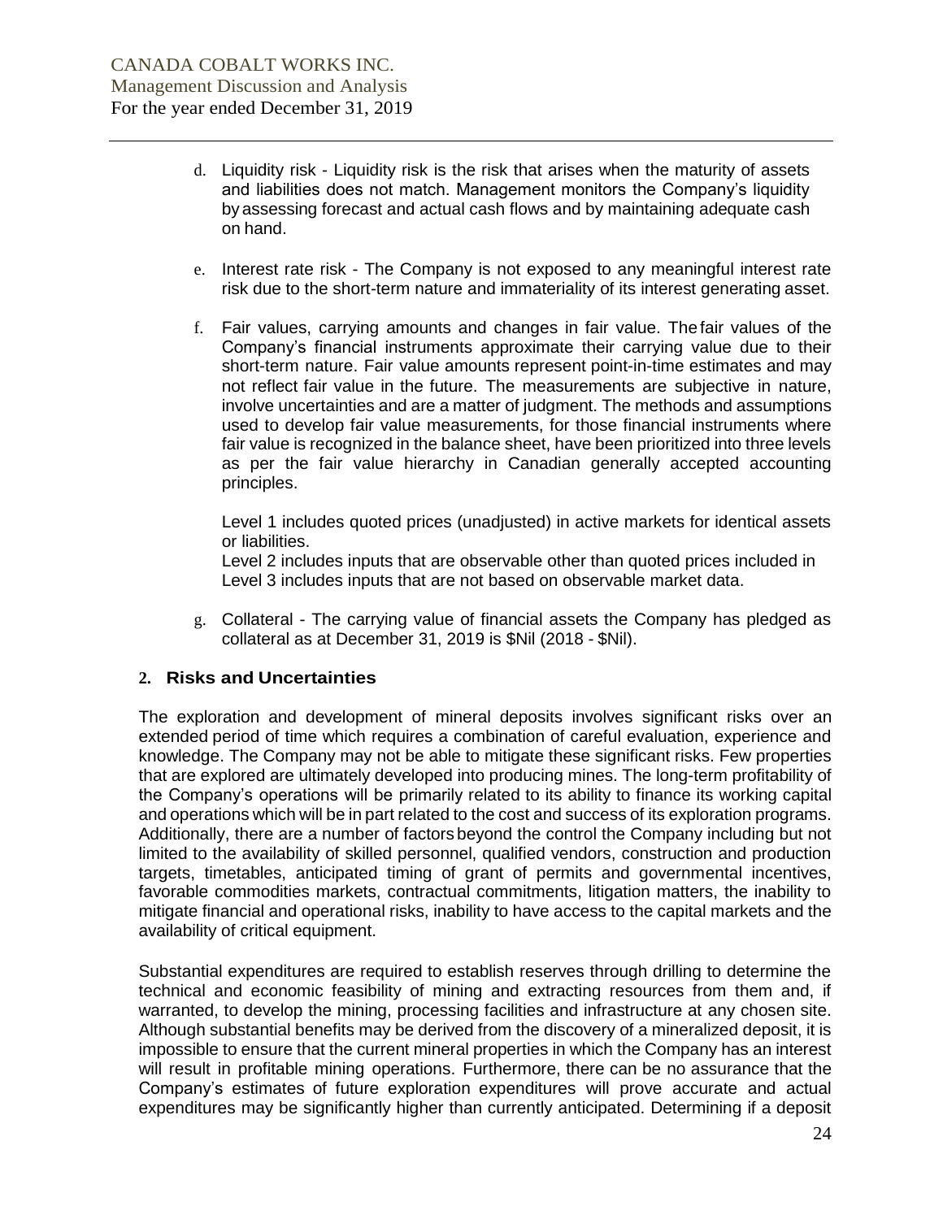d. Liquidity risk - Liquidity risk is the risk that arises when the maturity of assets and liabilities does not match. Management monitors the Company's liquidity by assessing forecast and actual cash flows and by maintaining adequate cash on hand.

e. Interest rate risk - The Company is not exposed to any meaningful interest rate risk due to the short-term nature and immateriality of its interest generating asset.

f. Fair values, carrying amounts and changes in fair value. The fair values of the Company's financial instruments approximate their carrying value due to their short-term nature. Fair value amounts represent point-in-time estimates and may not reflect fair value in the future. The measurements are subjective in nature, involve uncertainties and are a matter of judgment. The methods and assumptions used to develop fair value measurements, for those financial instruments where fair value is recognized in the balance sheet, have been prioritized into three levels as per the fair value hierarchy in Canadian generally accepted accounting principles.

   Level 1 includes quoted prices (unadjusted) in active markets for identical assets or liabilities.
   Level 2 includes inputs that are observable other than quoted prices included in
   Level 3 includes inputs that are not based on observable market data.

g. Collateral - The carrying value of financial assets the Company has pledged as collateral as at December 31, 2019 is $Nil (2018 - $Nil).

## 2. Risks and Uncertainties

The exploration and development of mineral deposits involves significant risks over an extended period of time which requires a combination of careful evaluation, experience and knowledge. The Company may not be able to mitigate these significant risks. Few properties that are explored are ultimately developed into producing mines. The long-term profitability of the Company's operations will be primarily related to its ability to finance its working capital and operations which will be in part related to the cost and success of its exploration programs. Additionally, there are a number of factors beyond the control the Company including but not limited to the availability of skilled personnel, qualified vendors, construction and production targets, timetables, anticipated timing of grant of permits and governmental incentives, favorable commodities markets, contractual commitments, litigation matters, the inability to mitigate financial and operational risks, inability to have access to the capital markets and the availability of critical equipment.

Substantial expenditures are required to establish reserves through drilling to determine the technical and economic feasibility of mining and extracting resources from them and, if warranted, to develop the mining, processing facilities and infrastructure at any chosen site. Although substantial benefits may be derived from the discovery of a mineralized deposit, it is impossible to ensure that the current mineral properties in which the Company has an interest will result in profitable mining operations. Furthermore, there can be no assurance that the Company's estimates of future exploration expenditures will prove accurate and actual expenditures may be significantly higher than currently anticipated. Determining if a deposit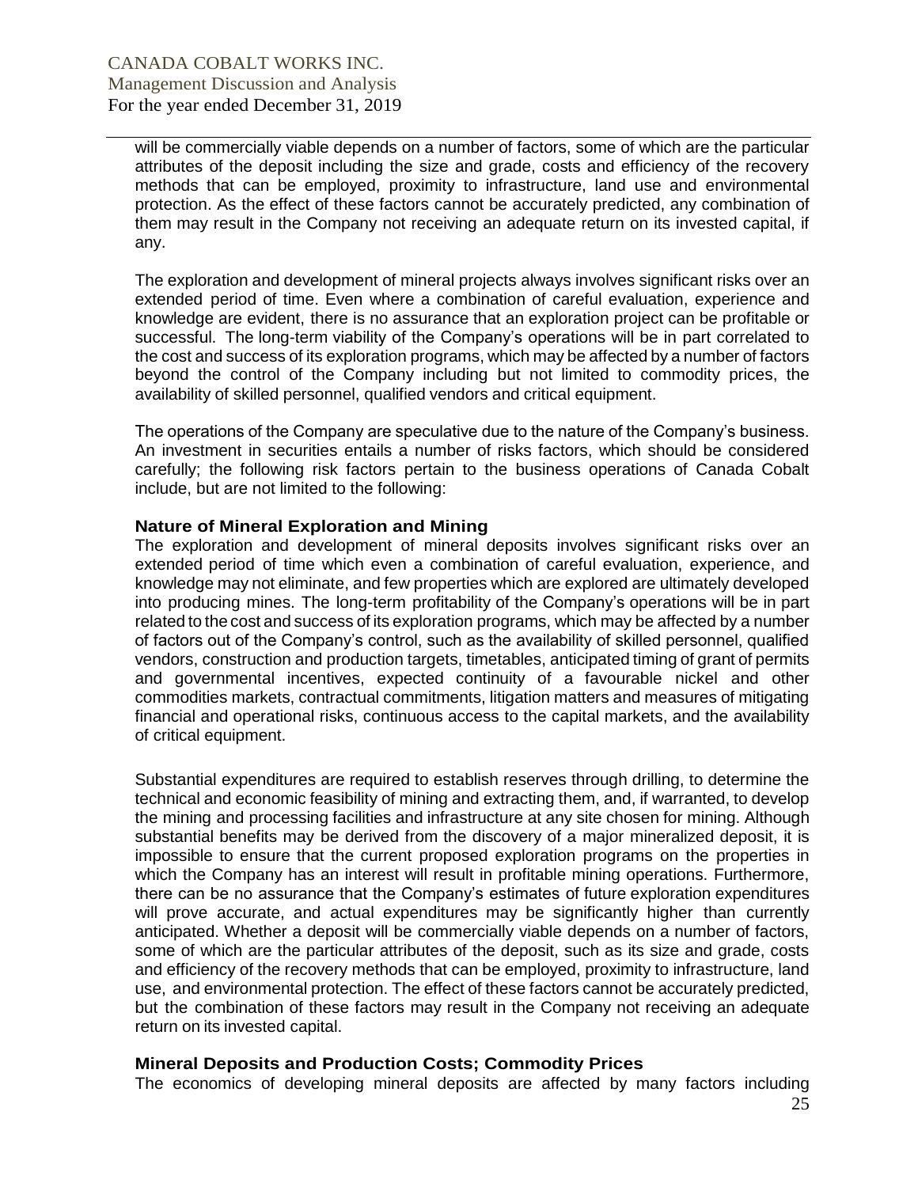will be commercially viable depends on a number of factors, some of which are the particular attributes of the deposit including the size and grade, costs and efficiency of the recovery methods that can be employed, proximity to infrastructure, land use and environmental protection. As the effect of these factors cannot be accurately predicted, any combination of them may result in the Company not receiving an adequate return on its invested capital, if any.

The exploration and development of mineral projects always involves significant risks over an extended period of time. Even where a combination of careful evaluation, experience and knowledge are evident, there is no assurance that an exploration project can be profitable or successful. The long-term viability of the Company's operations will be in part correlated to the cost and success of its exploration programs, which may be affected by a number of factors beyond the control of the Company including but not limited to commodity prices, the availability of skilled personnel, qualified vendors and critical equipment.

The operations of the Company are speculative due to the nature of the Company's business. An investment in securities entails a number of risks factors, which should be considered carefully; the following risk factors pertain to the business operations of Canada Cobalt include, but are not limited to the following:

### Nature of Mineral Exploration and Mining

The exploration and development of mineral deposits involves significant risks over an extended period of time which even a combination of careful evaluation, experience, and knowledge may not eliminate, and few properties which are explored are ultimately developed into producing mines. The long-term profitability of the Company's operations will be in part related to the cost and success of its exploration programs, which may be affected by a number of factors out of the Company's control, such as the availability of skilled personnel, qualified vendors, construction and production targets, timetables, anticipated timing of grant of permits and governmental incentives, expected continuity of a favourable nickel and other commodities markets, contractual commitments, litigation matters and measures of mitigating financial and operational risks, continuous access to the capital markets, and the availability of critical equipment.

Substantial expenditures are required to establish reserves through drilling, to determine the technical and economic feasibility of mining and extracting them, and, if warranted, to develop the mining and processing facilities and infrastructure at any site chosen for mining. Although substantial benefits may be derived from the discovery of a major mineralized deposit, it is impossible to ensure that the current proposed exploration programs on the properties in which the Company has an interest will result in profitable mining operations. Furthermore, there can be no assurance that the Company's estimates of future exploration expenditures will prove accurate, and actual expenditures may be significantly higher than currently anticipated. Whether a deposit will be commercially viable depends on a number of factors, some of which are the particular attributes of the deposit, such as its size and grade, costs and efficiency of the recovery methods that can be employed, proximity to infrastructure, land use, and environmental protection. The effect of these factors cannot be accurately predicted, but the combination of these factors may result in the Company not receiving an adequate return on its invested capital.

### Mineral Deposits and Production Costs; Commodity Prices

The economics of developing mineral deposits are affected by many factors including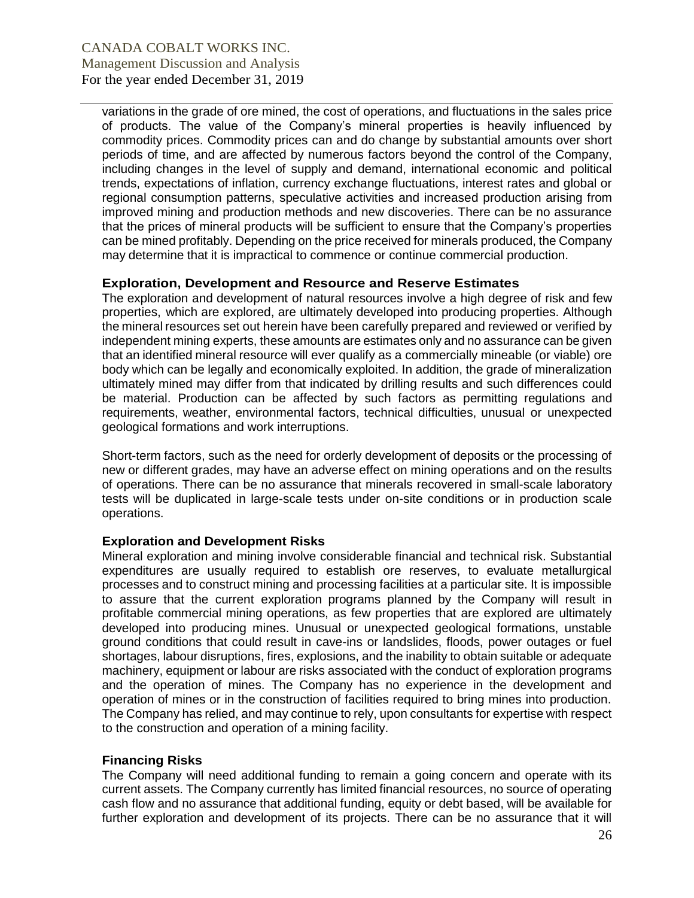variations in the grade of ore mined, the cost of operations, and fluctuations in the sales price of products. The value of the Company's mineral properties is heavily influenced by commodity prices. Commodity prices can and do change by substantial amounts over short periods of time, and are affected by numerous factors beyond the control of the Company, including changes in the level of supply and demand, international economic and political trends, expectations of inflation, currency exchange fluctuations, interest rates and global or regional consumption patterns, speculative activities and increased production arising from improved mining and production methods and new discoveries. There can be no assurance that the prices of mineral products will be sufficient to ensure that the Company's properties can be mined profitably. Depending on the price received for minerals produced, the Company may determine that it is impractical to commence or continue commercial production.

### Exploration, Development and Resource and Reserve Estimates

The exploration and development of natural resources involve a high degree of risk and few properties, which are explored, are ultimately developed into producing properties. Although the mineral resources set out herein have been carefully prepared and reviewed or verified by independent mining experts, these amounts are estimates only and no assurance can be given that an identified mineral resource will ever qualify as a commercially mineable (or viable) ore body which can be legally and economically exploited. In addition, the grade of mineralization ultimately mined may differ from that indicated by drilling results and such differences could be material. Production can be affected by such factors as permitting regulations and requirements, weather, environmental factors, technical difficulties, unusual or unexpected geological formations and work interruptions.

Short-term factors, such as the need for orderly development of deposits or the processing of new or different grades, may have an adverse effect on mining operations and on the results of operations. There can be no assurance that minerals recovered in small-scale laboratory tests will be duplicated in large-scale tests under on-site conditions or in production scale operations.

### Exploration and Development Risks

Mineral exploration and mining involve considerable financial and technical risk. Substantial expenditures are usually required to establish ore reserves, to evaluate metallurgical processes and to construct mining and processing facilities at a particular site. It is impossible to assure that the current exploration programs planned by the Company will result in profitable commercial mining operations, as few properties that are explored are ultimately developed into producing mines. Unusual or unexpected geological formations, unstable ground conditions that could result in cave-ins or landslides, floods, power outages or fuel shortages, labour disruptions, fires, explosions, and the inability to obtain suitable or adequate machinery, equipment or labour are risks associated with the conduct of exploration programs and the operation of mines. The Company has no experience in the development and operation of mines or in the construction of facilities required to bring mines into production. The Company has relied, and may continue to rely, upon consultants for expertise with respect to the construction and operation of a mining facility.

### Financing Risks

The Company will need additional funding to remain a going concern and operate with its current assets. The Company currently has limited financial resources, no source of operating cash flow and no assurance that additional funding, equity or debt based, will be available for further exploration and development of its projects. There can be no assurance that it will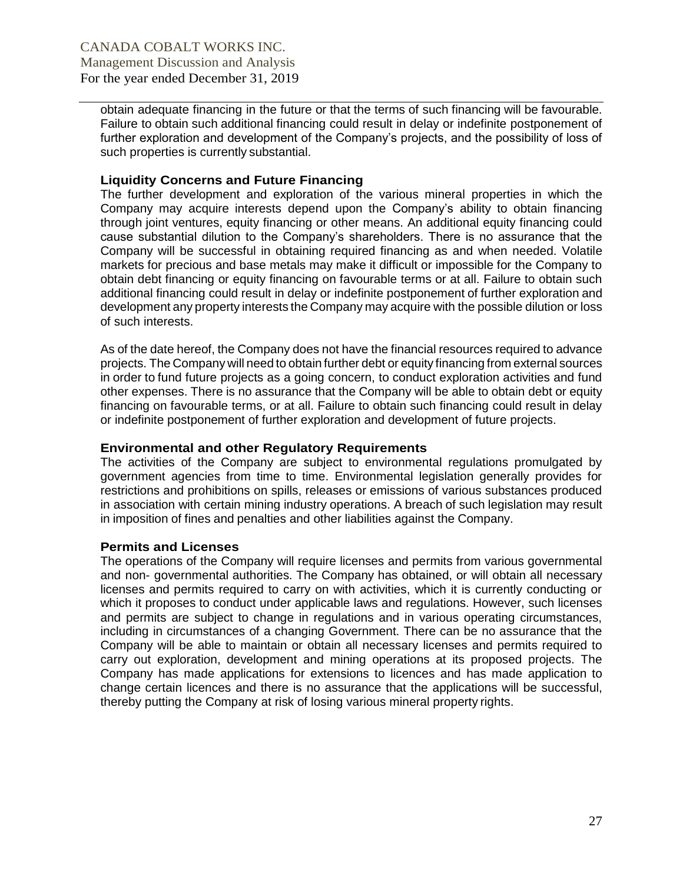obtain adequate financing in the future or that the terms of such financing will be favourable. Failure to obtain such additional financing could result in delay or indefinite postponement of further exploration and development of the Company's projects, and the possibility of loss of such properties is currently substantial.

### Liquidity Concerns and Future Financing

The further development and exploration of the various mineral properties in which the Company may acquire interests depend upon the Company's ability to obtain financing through joint ventures, equity financing or other means. An additional equity financing could cause substantial dilution to the Company's shareholders. There is no assurance that the Company will be successful in obtaining required financing as and when needed. Volatile markets for precious and base metals may make it difficult or impossible for the Company to obtain debt financing or equity financing on favourable terms or at all. Failure to obtain such additional financing could result in delay or indefinite postponement of further exploration and development any property interests the Company may acquire with the possible dilution or loss of such interests.

As of the date hereof, the Company does not have the financial resources required to advance projects. The Company will need to obtain further debt or equity financing from external sources in order to fund future projects as a going concern, to conduct exploration activities and fund other expenses. There is no assurance that the Company will be able to obtain debt or equity financing on favourable terms, or at all. Failure to obtain such financing could result in delay or indefinite postponement of further exploration and development of future projects.

### Environmental and other Regulatory Requirements

The activities of the Company are subject to environmental regulations promulgated by government agencies from time to time. Environmental legislation generally provides for restrictions and prohibitions on spills, releases or emissions of various substances produced in association with certain mining industry operations. A breach of such legislation may result in imposition of fines and penalties and other liabilities against the Company.

### Permits and Licenses

The operations of the Company will require licenses and permits from various governmental and non- governmental authorities. The Company has obtained, or will obtain all necessary licenses and permits required to carry on with activities, which it is currently conducting or which it proposes to conduct under applicable laws and regulations. However, such licenses and permits are subject to change in regulations and in various operating circumstances, including in circumstances of a changing Government. There can be no assurance that the Company will be able to maintain or obtain all necessary licenses and permits required to carry out exploration, development and mining operations at its proposed projects. The Company has made applications for extensions to licences and has made application to change certain licences and there is no assurance that the applications will be successful, thereby putting the Company at risk of losing various mineral property rights.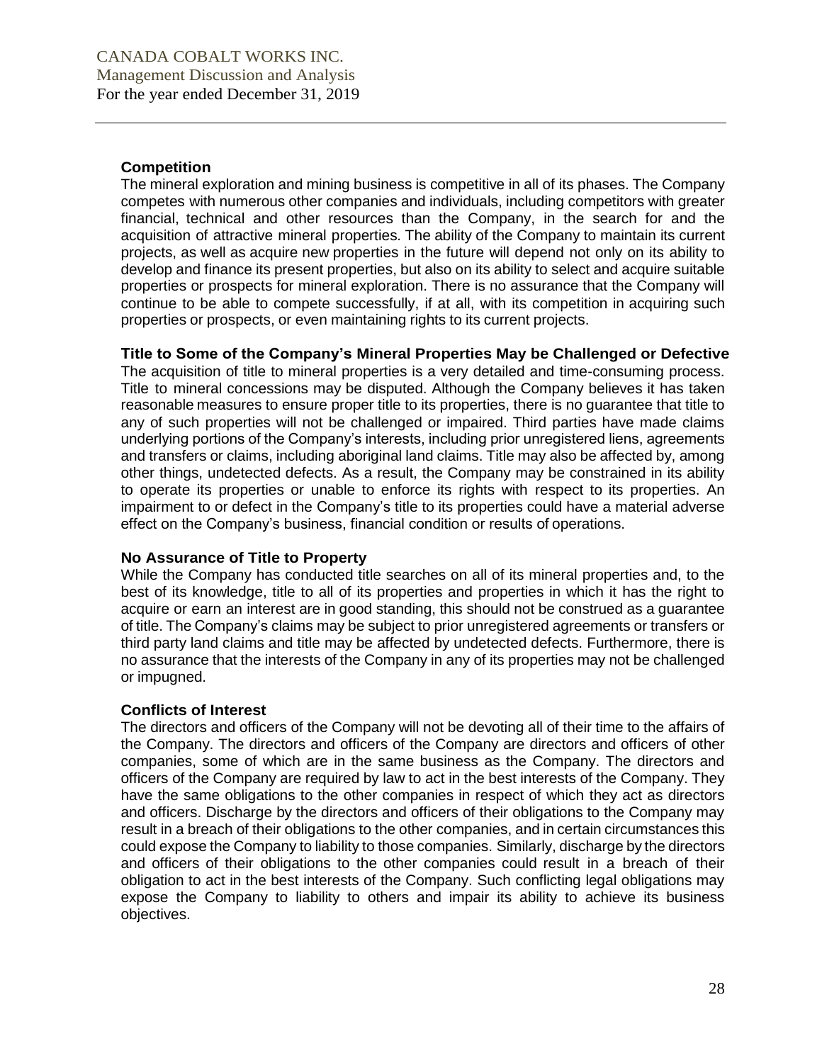### Competition

The mineral exploration and mining business is competitive in all of its phases. The Company competes with numerous other companies and individuals, including competitors with greater financial, technical and other resources than the Company, in the search for and the acquisition of attractive mineral properties. The ability of the Company to maintain its current projects, as well as acquire new properties in the future will depend not only on its ability to develop and finance its present properties, but also on its ability to select and acquire suitable properties or prospects for mineral exploration. There is no assurance that the Company will continue to be able to compete successfully, if at all, with its competition in acquiring such properties or prospects, or even maintaining rights to its current projects.

### Title to Some of the Company's Mineral Properties May be Challenged or Defective

The acquisition of title to mineral properties is a very detailed and time-consuming process. Title to mineral concessions may be disputed. Although the Company believes it has taken reasonable measures to ensure proper title to its properties, there is no guarantee that title to any of such properties will not be challenged or impaired. Third parties have made claims underlying portions of the Company's interests, including prior unregistered liens, agreements and transfers or claims, including aboriginal land claims. Title may also be affected by, among other things, undetected defects. As a result, the Company may be constrained in its ability to operate its properties or unable to enforce its rights with respect to its properties. An impairment to or defect in the Company's title to its properties could have a material adverse effect on the Company's business, financial condition or results of operations.

### No Assurance of Title to Property

While the Company has conducted title searches on all of its mineral properties and, to the best of its knowledge, title to all of its properties and properties in which it has the right to acquire or earn an interest are in good standing, this should not be construed as a guarantee of title. The Company's claims may be subject to prior unregistered agreements or transfers or third party land claims and title may be affected by undetected defects. Furthermore, there is no assurance that the interests of the Company in any of its properties may not be challenged or impugned.

### Conflicts of Interest

The directors and officers of the Company will not be devoting all of their time to the affairs of the Company. The directors and officers of the Company are directors and officers of other companies, some of which are in the same business as the Company. The directors and officers of the Company are required by law to act in the best interests of the Company. They have the same obligations to the other companies in respect of which they act as directors and officers. Discharge by the directors and officers of their obligations to the Company may result in a breach of their obligations to the other companies, and in certain circumstances this could expose the Company to liability to those companies. Similarly, discharge by the directors and officers of their obligations to the other companies could result in a breach of their obligation to act in the best interests of the Company. Such conflicting legal obligations may expose the Company to liability to others and impair its ability to achieve its business objectives.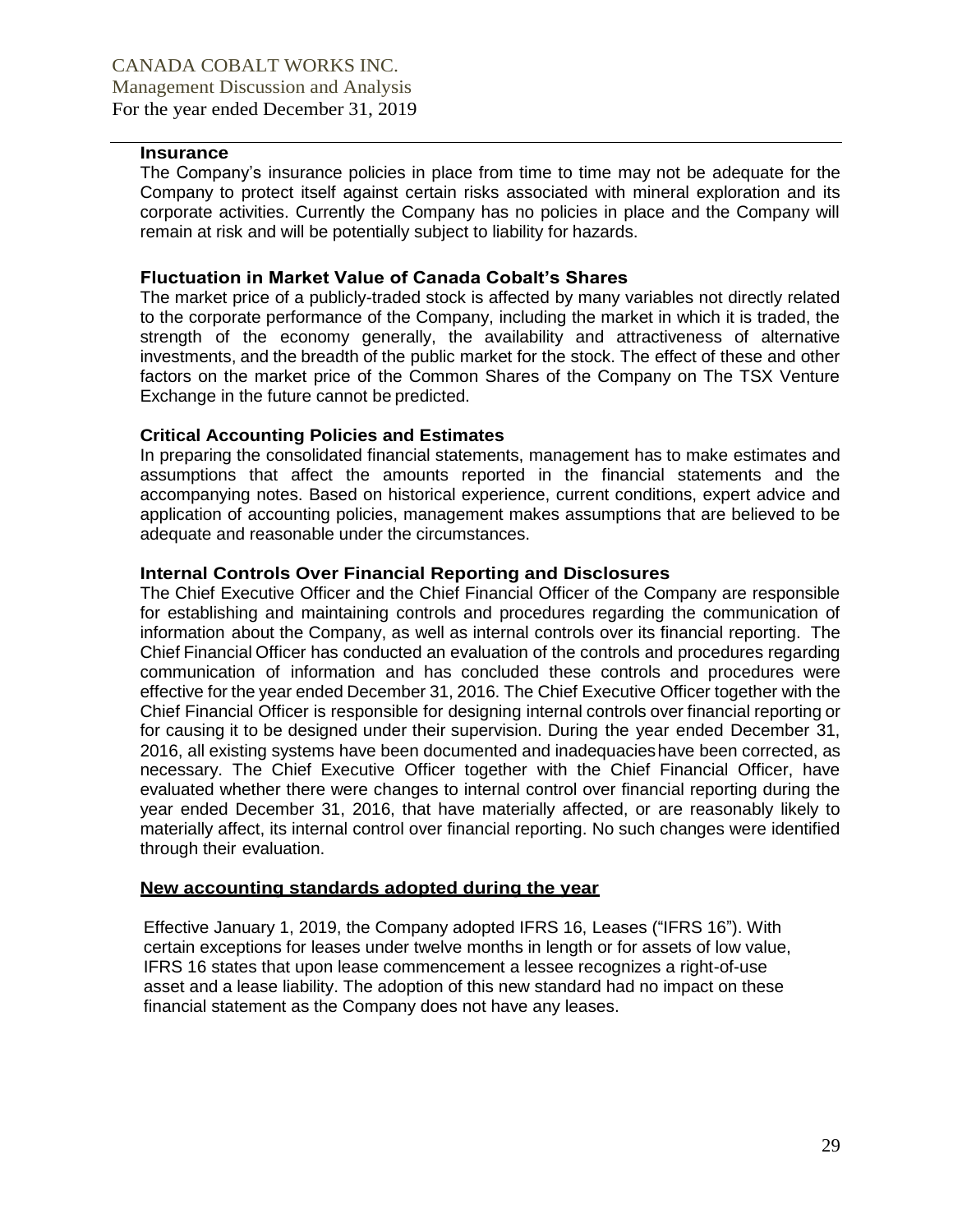### Insurance

The Company's insurance policies in place from time to time may not be adequate for the Company to protect itself against certain risks associated with mineral exploration and its corporate activities. Currently the Company has no policies in place and the Company will remain at risk and will be potentially subject to liability for hazards.

### Fluctuation in Market Value of Canada Cobalt's Shares

The market price of a publicly-traded stock is affected by many variables not directly related to the corporate performance of the Company, including the market in which it is traded, the strength of the economy generally, the availability and attractiveness of alternative investments, and the breadth of the public market for the stock. The effect of these and other factors on the market price of the Common Shares of the Company on The TSX Venture Exchange in the future cannot be predicted.

### Critical Accounting Policies and Estimates

In preparing the consolidated financial statements, management has to make estimates and assumptions that affect the amounts reported in the financial statements and the accompanying notes. Based on historical experience, current conditions, expert advice and application of accounting policies, management makes assumptions that are believed to be adequate and reasonable under the circumstances.

### Internal Controls Over Financial Reporting and Disclosures

The Chief Executive Officer and the Chief Financial Officer of the Company are responsible for establishing and maintaining controls and procedures regarding the communication of information about the Company, as well as internal controls over its financial reporting. The Chief Financial Officer has conducted an evaluation of the controls and procedures regarding communication of information and has concluded these controls and procedures were effective for the year ended December 31, 2016. The Chief Executive Officer together with the Chief Financial Officer is responsible for designing internal controls over financial reporting or for causing it to be designed under their supervision. During the year ended December 31, 2016, all existing systems have been documented and inadequacies have been corrected, as necessary. The Chief Executive Officer together with the Chief Financial Officer, have evaluated whether there were changes to internal control over financial reporting during the year ended December 31, 2016, that have materially affected, or are reasonably likely to materially affect, its internal control over financial reporting. No such changes were identified through their evaluation.

### New accounting standards adopted during the year

Effective January 1, 2019, the Company adopted IFRS 16, Leases ("IFRS 16"). With certain exceptions for leases under twelve months in length or for assets of low value, IFRS 16 states that upon lease commencement a lessee recognizes a right-of-use asset and a lease liability. The adoption of this new standard had no impact on these financial statement as the Company does not have any leases.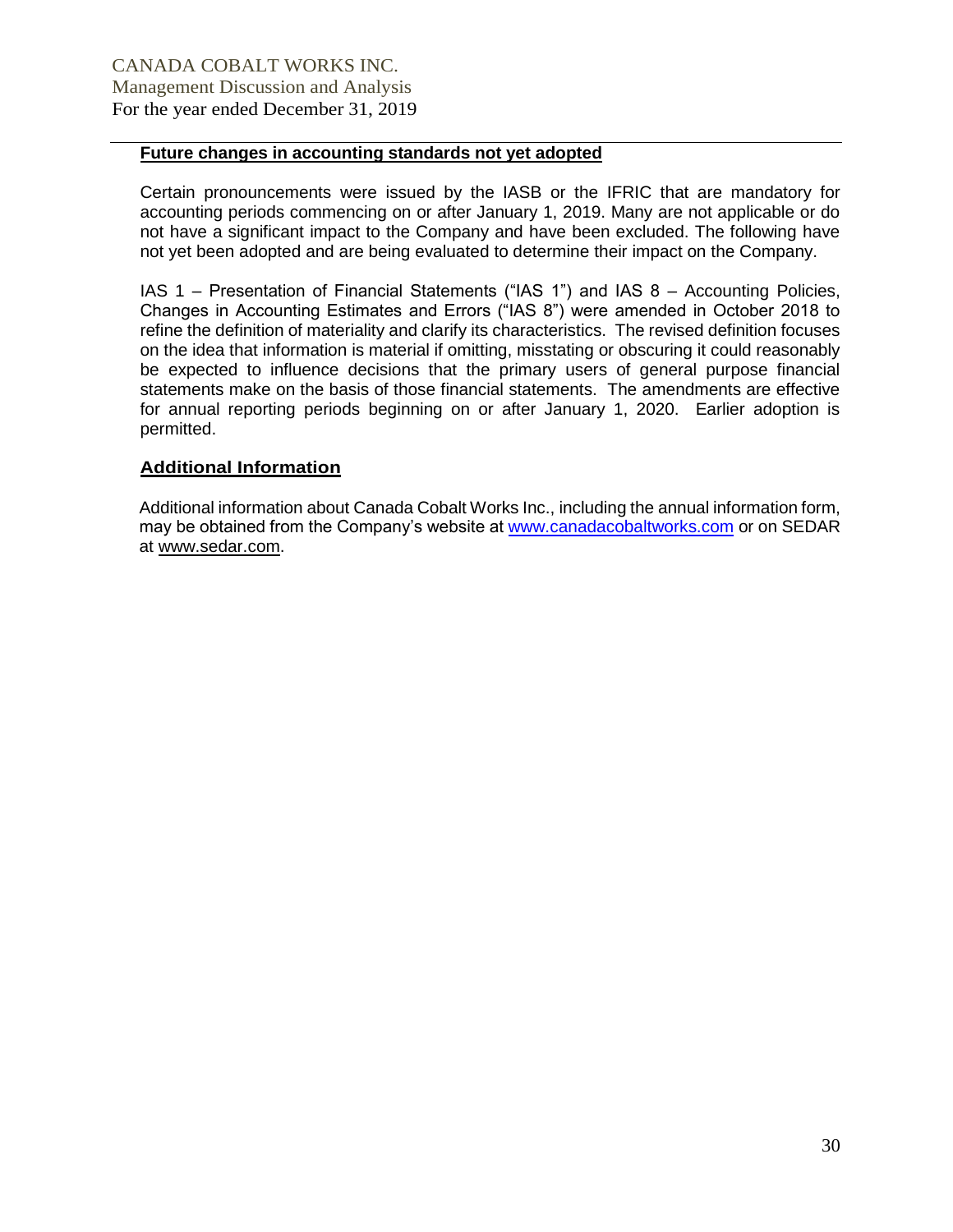## Future changes in accounting standards not yet adopted

Certain pronouncements were issued by the IASB or the IFRIC that are mandatory for accounting periods commencing on or after January 1, 2019. Many are not applicable or do not have a significant impact to the Company and have been excluded. The following have not yet been adopted and are being evaluated to determine their impact on the Company.

IAS 1 – Presentation of Financial Statements ("IAS 1") and IAS 8 – Accounting Policies, Changes in Accounting Estimates and Errors ("IAS 8") were amended in October 2018 to refine the definition of materiality and clarify its characteristics. The revised definition focuses on the idea that information is material if omitting, misstating or obscuring it could reasonably be expected to influence decisions that the primary users of general purpose financial statements make on the basis of those financial statements. The amendments are effective for annual reporting periods beginning on or after January 1, 2020. Earlier adoption is permitted.

## Additional Information

Additional information about Canada Cobalt Works Inc., including the annual information form, may be obtained from the Company's website at www.canadacobaltworks.com or on SEDAR at www.sedar.com.